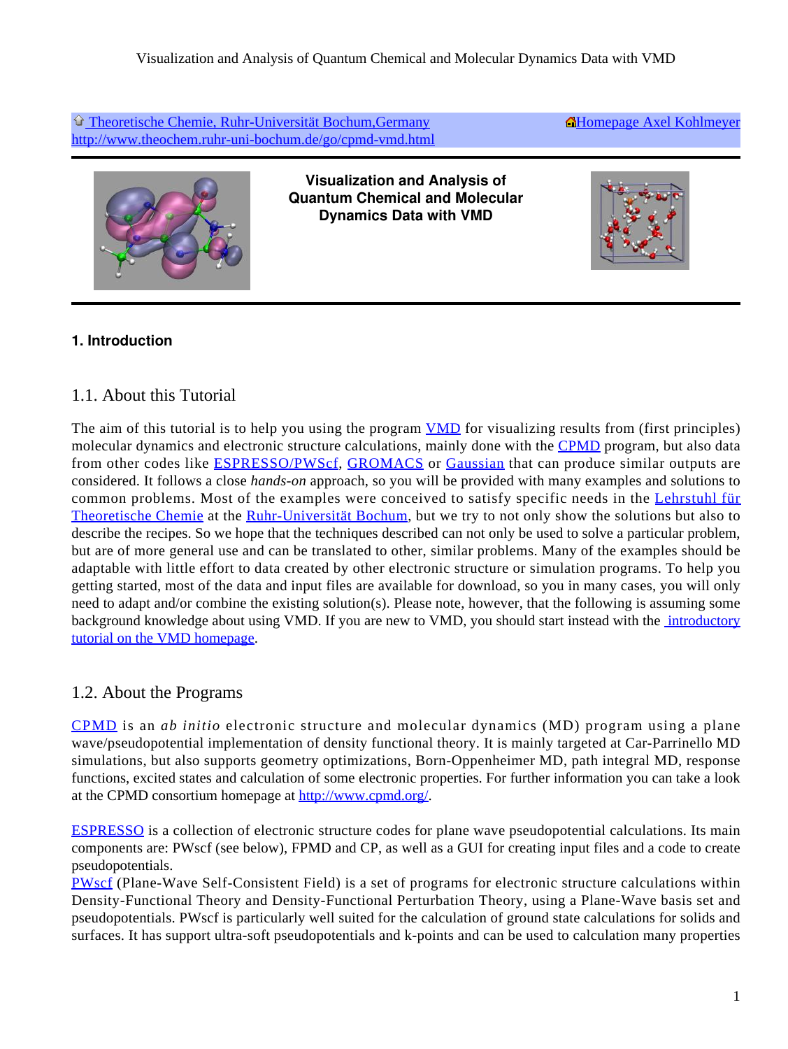Theoretische Chemie, Ruhr-Universität Bochum,Germany
http://www.theochem.ruhr-uni-bochum.de/go/cpmd-vmd.html

Homepage Axel Kohlmeyer

# Visualization and Analysis of Quantum Chemical and Molecular Dynamics Data with VMD

## 1. Introduction

### 1.1. About this Tutorial

The aim of this tutorial is to help you using the program VMD for visualizing results from (first principles) molecular dynamics and electronic structure calculations, mainly done with the CPMD program, but also data from other codes like ESPRESSO/PWScf, GROMACS or Gaussian that can produce similar outputs are considered. It follows a close *hands-on* approach, so you will be provided with many examples and solutions to common problems. Most of the examples were conceived to satisfy specific needs in the Lehrstuhl für Theoretische Chemie at the Ruhr-Universität Bochum, but we try to not only show the solutions but also to describe the recipes. So we hope that the techniques described can not only be used to solve a particular problem, but are of more general use and can be translated to other, similar problems. Many of the examples should be adaptable with little effort to data created by other electronic structure or simulation programs. To help you getting started, most of the data and input files are available for download, so you in many cases, you will only need to adapt and/or combine the existing solution(s). Please note, however, that the following is assuming some background knowledge about using VMD. If you are new to VMD, you should start instead with the introductory tutorial on the VMD homepage.

### 1.2. About the Programs

CPMD is an *ab initio* electronic structure and molecular dynamics (MD) program using a plane wave/pseudopotential implementation of density functional theory. It is mainly targeted at Car-Parrinello MD simulations, but also supports geometry optimizations, Born-Oppenheimer MD, path integral MD, response functions, excited states and calculation of some electronic properties. For further information you can take a look at the CPMD consortium homepage at http://www.cpmd.org/.

ESPRESSO is a collection of electronic structure codes for plane wave pseudopotential calculations. Its main components are: PWscf (see below), FPMD and CP, as well as a GUI for creating input files and a code to create pseudopotentials.
PWscf (Plane-Wave Self-Consistent Field) is a set of programs for electronic structure calculations within Density-Functional Theory and Density-Functional Perturbation Theory, using a Plane-Wave basis set and pseudopotentials. PWscf is particularly well suited for the calculation of ground state calculations for solids and surfaces. It has support ultra-soft pseudopotentials and k-points and can be used to calculation many properties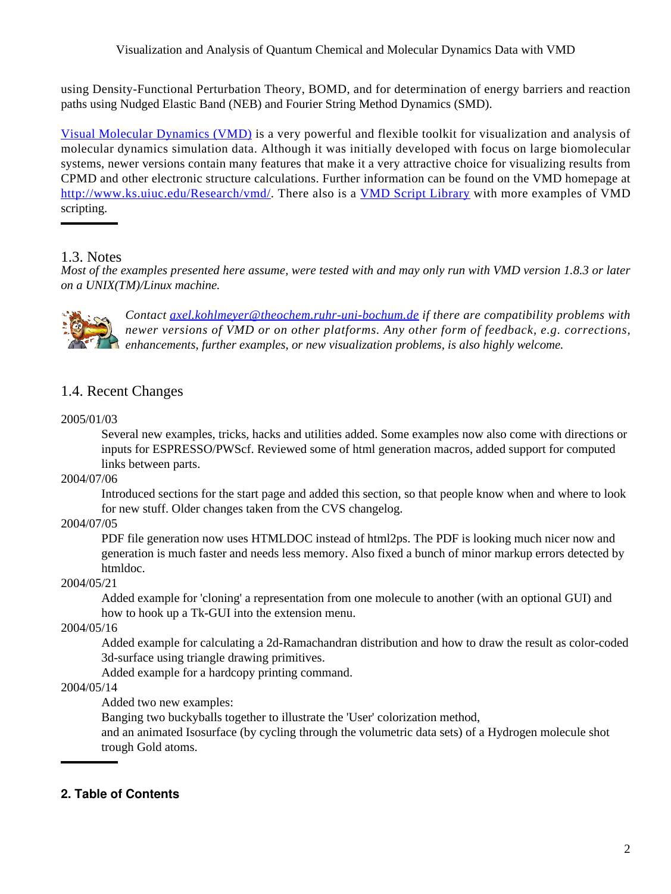using Density-Functional Perturbation Theory, BOMD, and for determination of energy barriers and reaction paths using Nudged Elastic Band (NEB) and Fourier String Method Dynamics (SMD).

[Visual Molecular Dynamics (VMD)](http://www.ks.uiuc.edu/Research/vmd/) is a very powerful and flexible toolkit for visualization and analysis of molecular dynamics simulation data. Although it was initially developed with focus on large biomolecular systems, newer versions contain many features that make it a very attractive choice for visualizing results from CPMD and other electronic structure calculations. Further information can be found on the VMD homepage at http://www.ks.uiuc.edu/Research/vmd/. There also is a VMD Script Library with more examples of VMD scripting.

---

## 1.3. Notes

*Most of the examples presented here assume, were tested with and may only run with VMD version 1.8.3 or later on a UNIX(TM)/Linux machine.*

*Contact axel.kohlmeyer@theochem.ruhr-uni-bochum.de if there are compatibility problems with newer versions of VMD or on other platforms. Any other form of feedback, e.g. corrections, enhancements, further examples, or new visualization problems, is also highly welcome.*

## 1.4. Recent Changes

2005/01/03
: Several new examples, tricks, hacks and utilities added. Some examples now also come with directions or inputs for ESPRESSO/PWScf. Reviewed some of html generation macros, added support for computed links between parts.

2004/07/06
: Introduced sections for the start page and added this section, so that people know when and where to look for new stuff. Older changes taken from the CVS changelog.

2004/07/05
: PDF file generation now uses HTMLDOC instead of html2ps. The PDF is looking much nicer now and generation is much faster and needs less memory. Also fixed a bunch of minor markup errors detected by htmldoc.

2004/05/21
: Added example for 'cloning' a representation from one molecule to another (with an optional GUI) and how to hook up a Tk-GUI into the extension menu.

2004/05/16
: Added example for calculating a 2d-Ramachandran distribution and how to draw the result as color-coded 3d-surface using triangle drawing primitives.
: Added example for a hardcopy printing command.

2004/05/14
: Added two new examples:
: Banging two buckyballs together to illustrate the 'User' colorization method,
: and an animated Isosurface (by cycling through the volumetric data sets) of a Hydrogen molecule shot trough Gold atoms.

---

## 2. Table of Contents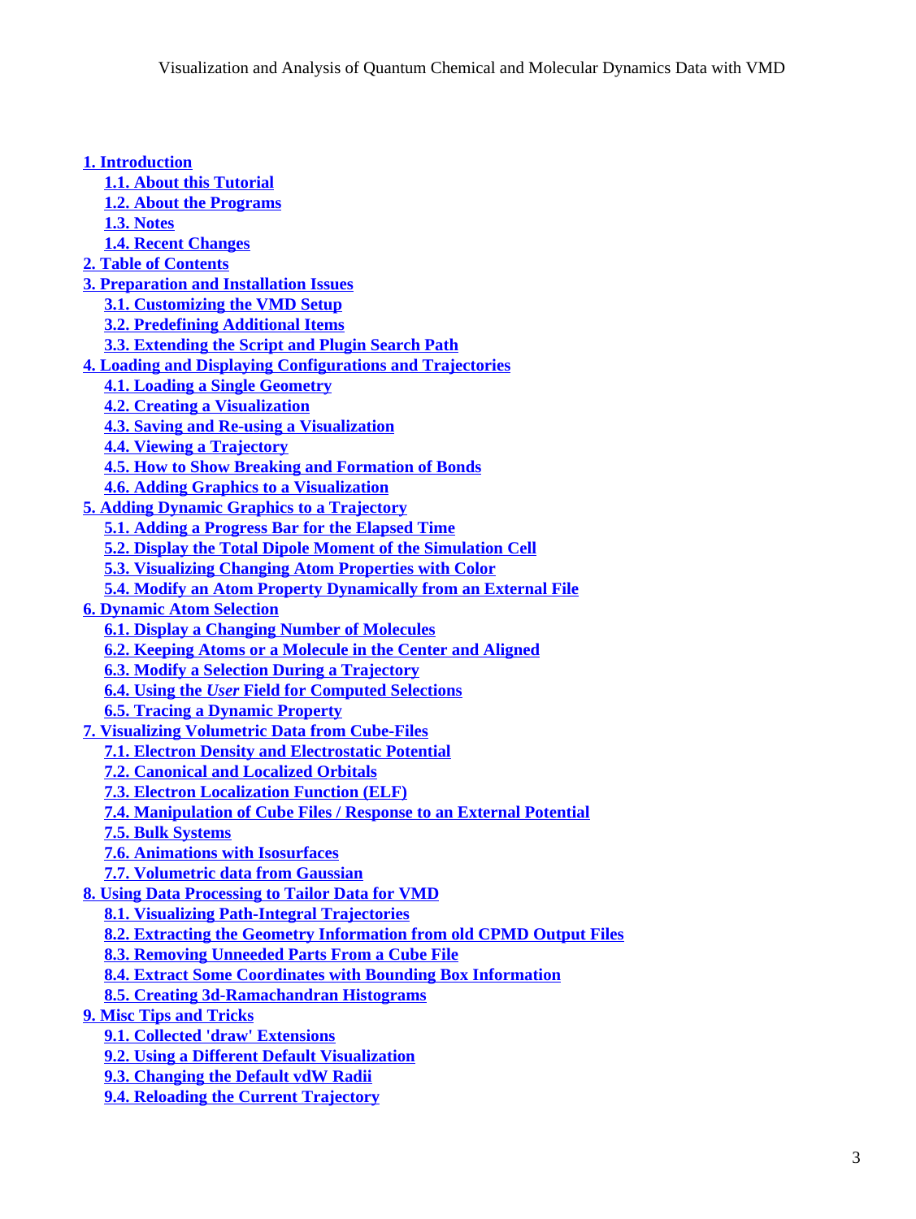- 1. Introduction
  - 1.1. About this Tutorial
  - 1.2. About the Programs
  - 1.3. Notes
  - 1.4. Recent Changes
- 2. Table of Contents
- 3. Preparation and Installation Issues
  - 3.1. Customizing the VMD Setup
  - 3.2. Predefining Additional Items
  - 3.3. Extending the Script and Plugin Search Path
- 4. Loading and Displaying Configurations and Trajectories
  - 4.1. Loading a Single Geometry
  - 4.2. Creating a Visualization
  - 4.3. Saving and Re-using a Visualization
  - 4.4. Viewing a Trajectory
  - 4.5. How to Show Breaking and Formation of Bonds
  - 4.6. Adding Graphics to a Visualization
- 5. Adding Dynamic Graphics to a Trajectory
  - 5.1. Adding a Progress Bar for the Elapsed Time
  - 5.2. Display the Total Dipole Moment of the Simulation Cell
  - 5.3. Visualizing Changing Atom Properties with Color
  - 5.4. Modify an Atom Property Dynamically from an External File
- 6. Dynamic Atom Selection
  - 6.1. Display a Changing Number of Molecules
  - 6.2. Keeping Atoms or a Molecule in the Center and Aligned
  - 6.3. Modify a Selection During a Trajectory
  - 6.4. Using the *User* Field for Computed Selections
  - 6.5. Tracing a Dynamic Property
- 7. Visualizing Volumetric Data from Cube-Files
  - 7.1. Electron Density and Electrostatic Potential
  - 7.2. Canonical and Localized Orbitals
  - 7.3. Electron Localization Function (ELF)
  - 7.4. Manipulation of Cube Files / Response to an External Potential
  - 7.5. Bulk Systems
  - 7.6. Animations with Isosurfaces
  - 7.7. Volumetric data from Gaussian
- 8. Using Data Processing to Tailor Data for VMD
  - 8.1. Visualizing Path-Integral Trajectories
  - 8.2. Extracting the Geometry Information from old CPMD Output Files
  - 8.3. Removing Unneeded Parts From a Cube File
  - 8.4. Extract Some Coordinates with Bounding Box Information
  - 8.5. Creating 3d-Ramachandran Histograms
- 9. Misc Tips and Tricks
  - 9.1. Collected 'draw' Extensions
  - 9.2. Using a Different Default Visualization
  - 9.3. Changing the Default vdW Radii
  - 9.4. Reloading the Current Trajectory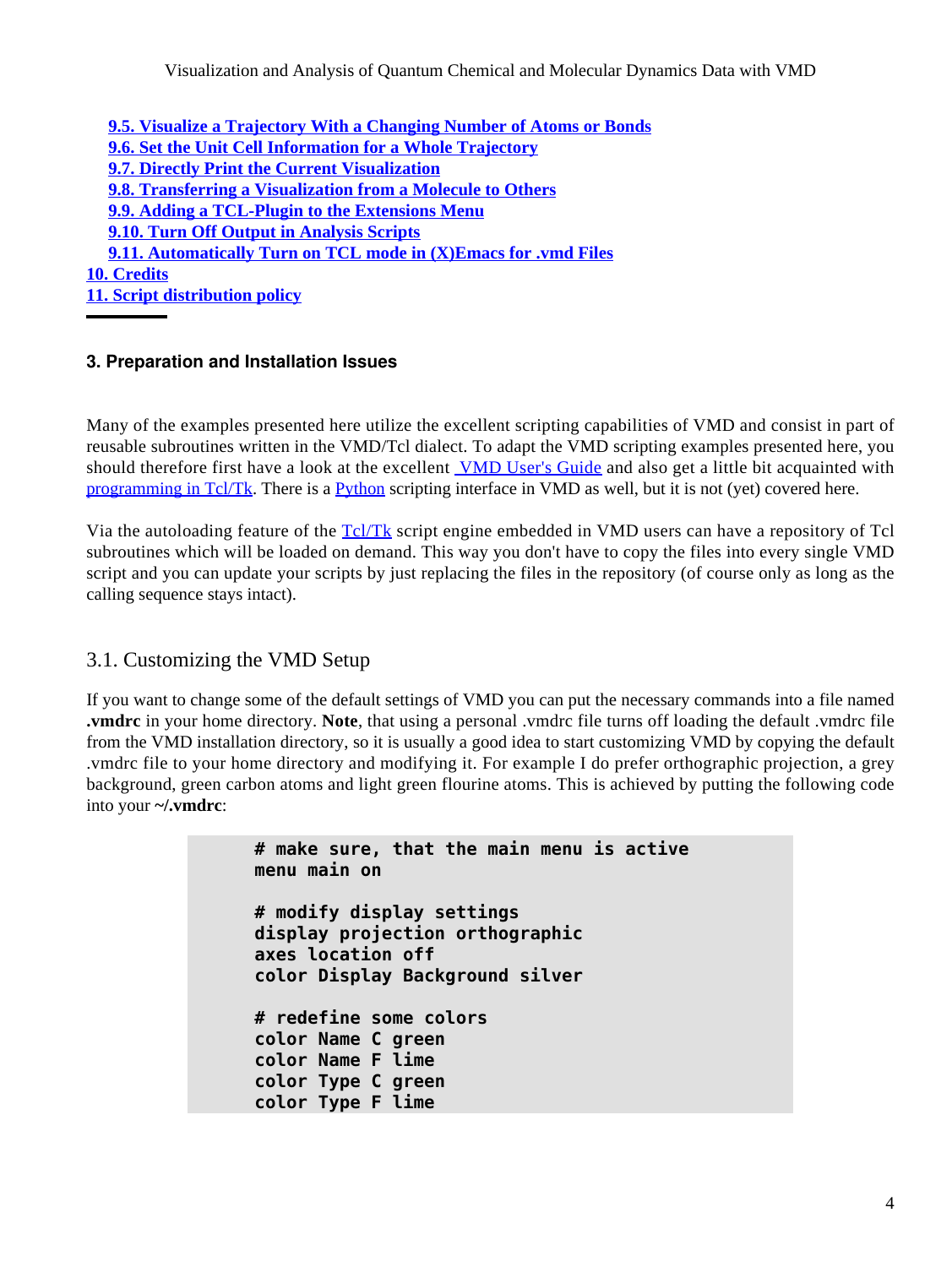- [9.5. Visualize a Trajectory With a Changing Number of Atoms or Bonds]
- [9.6. Set the Unit Cell Information for a Whole Trajectory]
- [9.7. Directly Print the Current Visualization]
- [9.8. Transferring a Visualization from a Molecule to Others]
- [9.9. Adding a TCL-Plugin to the Extensions Menu]
- [9.10. Turn Off Output in Analysis Scripts]
- [9.11. Automatically Turn on TCL mode in (X)Emacs for .vmd Files]

[10. Credits]
[11. Script distribution policy]

---

### 3. Preparation and Installation Issues

Many of the examples presented here utilize the excellent scripting capabilities of VMD and consist in part of reusable subroutines written in the VMD/Tcl dialect. To adapt the VMD scripting examples presented here, you should therefore first have a look at the excellent VMD User's Guide and also get a little bit acquainted with programming in Tcl/Tk. There is a Python scripting interface in VMD as well, but it is not (yet) covered here.

Via the autoloading feature of the Tcl/Tk script engine embedded in VMD users can have a repository of Tcl subroutines which will be loaded on demand. This way you don't have to copy the files into every single VMD script and you can update your scripts by just replacing the files in the repository (of course only as long as the calling sequence stays intact).

## 3.1. Customizing the VMD Setup

If you want to change some of the default settings of VMD you can put the necessary commands into a file named **.vmdrc** in your home directory. **Note**, that using a personal .vmdrc file turns off loading the default .vmdrc file from the VMD installation directory, so it is usually a good idea to start customizing VMD by copying the default .vmdrc file to your home directory and modifying it. For example I do prefer orthographic projection, a grey background, green carbon atoms and light green flourine atoms. This is achieved by putting the following code into your **~/.vmdrc**:

```
# make sure, that the main menu is active
menu main on

# modify display settings
display projection orthographic
axes location off
color Display Background silver

# redefine some colors
color Name C green
color Name F lime
color Type C green
color Type F lime
```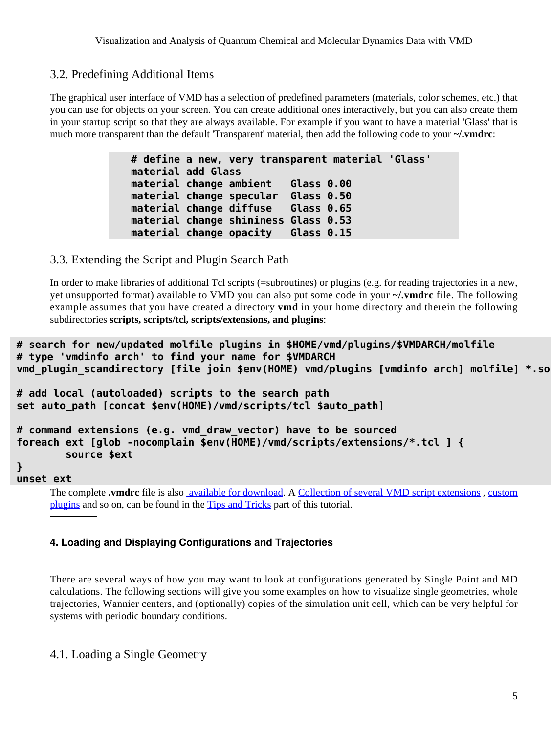## 3.2. Predefining Additional Items

The graphical user interface of VMD has a selection of predefined parameters (materials, color schemes, etc.) that you can use for objects on your screen. You can create additional ones interactively, but you can also create them in your startup script so that they are always available. For example if you want to have a material 'Glass' that is much more transparent than the default 'Transparent' material, then add the following code to your **~/.vmdrc**:

```
# define a new, very transparent material 'Glass'
material add Glass
material change ambient   Glass 0.00
material change specular  Glass 0.50
material change diffuse   Glass 0.65
material change shininess Glass 0.53
material change opacity   Glass 0.15
```

## 3.3. Extending the Script and Plugin Search Path

In order to make libraries of additional Tcl scripts (=subroutines) or plugins (e.g. for reading trajectories in a new, yet unsupported format) available to VMD you can also put some code in your **~/.vmdrc** file. The following example assumes that you have created a directory **vmd** in your home directory and therein the following subdirectories **scripts, scripts/tcl, scripts/extensions, and plugins**:

```
# search for new/updated molfile plugins in $HOME/vmd/plugins/$VMDARCH/molfile
# type 'vmdinfo arch' to find your name for $VMDARCH
vmd_plugin_scandirectory [file join $env(HOME) vmd/plugins [vmdinfo arch] molfile] *.so

# add local (autoloaded) scripts to the search path
set auto_path [concat $env(HOME)/vmd/scripts/tcl $auto_path]

# command extensions (e.g. vmd_draw_vector) have to be sourced
foreach ext [glob -nocomplain $env(HOME)/vmd/scripts/extensions/*.tcl ] {
        source $ext
}
unset ext
```

The complete **.vmdrc** file is also available for download. A Collection of several VMD script extensions , custom plugins and so on, can be found in the Tips and Tricks part of this tutorial.

---

#### 4. Loading and Displaying Configurations and Trajectories

There are several ways of how you may want to look at configurations generated by Single Point and MD calculations. The following sections will give you some examples on how to visualize single geometries, whole trajectories, Wannier centers, and (optionally) copies of the simulation unit cell, which can be very helpful for systems with periodic boundary conditions.

## 4.1. Loading a Single Geometry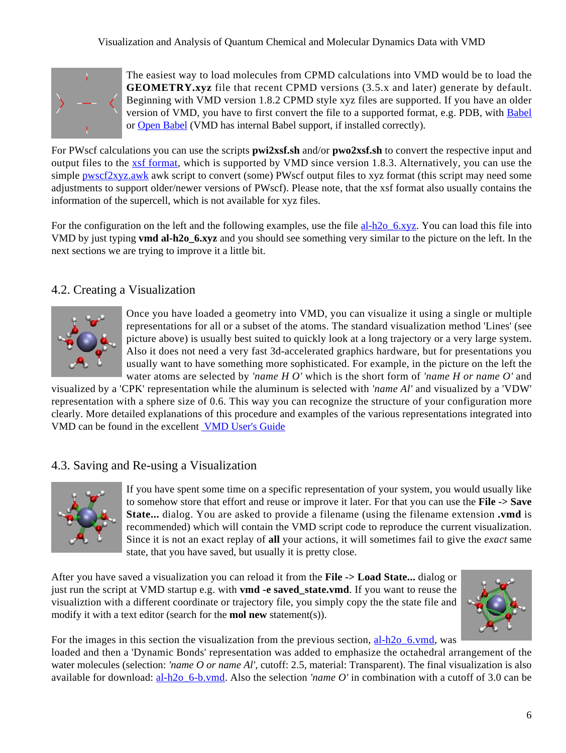The easiest way to load molecules from CPMD calculations into VMD would be to load the **GEOMETRY.xyz** file that recent CPMD versions (3.5.x and later) generate by default. Beginning with VMD version 1.8.2 CPMD style xyz files are supported. If you have an older version of VMD, you have to first convert the file to a supported format, e.g. PDB, with Babel or Open Babel (VMD has internal Babel support, if installed correctly).

For PWscf calculations you can use the scripts **pwi2xsf.sh** and/or **pwo2xsf.sh** to convert the respective input and output files to the xsf format, which is supported by VMD since version 1.8.3. Alternatively, you can use the simple pwscf2xyz.awk awk script to convert (some) PWscf output files to xyz format (this script may need some adjustments to support older/newer versions of PWscf). Please note, that the xsf format also usually contains the information of the supercell, which is not available for xyz files.

For the configuration on the left and the following examples, use the file al-h2o_6.xyz. You can load this file into VMD by just typing **vmd al-h2o_6.xyz** and you should see something very similar to the picture on the left. In the next sections we are trying to improve it a little bit.

## 4.2. Creating a Visualization

Once you have loaded a geometry into VMD, you can visualize it using a single or multiple representations for all or a subset of the atoms. The standard visualization method 'Lines' (see picture above) is usually best suited to quickly look at a long trajectory or a very large system. Also it does not need a very fast 3d-accelerated graphics hardware, but for presentations you usually want to have something more sophisticated. For example, in the picture on the left the water atoms are selected by *'name H O'* which is the short form of *'name H or name O'* and visualized by a 'CPK' representation while the aluminum is selected with *'name Al'* and visualized by a 'VDW' representation with a sphere size of 0.6. This way you can recognize the structure of your configuration more clearly. More detailed explanations of this procedure and examples of the various representations integrated into VMD can be found in the excellent VMD User's Guide

## 4.3. Saving and Re-using a Visualization

If you have spent some time on a specific representation of your system, you would usually like to somehow store that effort and reuse or improve it later. For that you can use the **File -> Save State...** dialog. You are asked to provide a filename (using the filename extension **.vmd** is recommended) which will contain the VMD script code to reproduce the current visualization. Since it is not an exact replay of **all** your actions, it will sometimes fail to give the *exact* same state, that you have saved, but usually it is pretty close.

After you have saved a visualization you can reload it from the **File -> Load State...** dialog or just run the script at VMD startup e.g. with **vmd -e saved_state.vmd**. If you want to reuse the visualiztion with a different coordinate or trajectory file, you simply copy the the state file and modify it with a text editor (search for the **mol new** statement(s)).

For the images in this section the visualization from the previous section, al-h2o_6.vmd, was loaded and then a 'Dynamic Bonds' representation was added to emphasize the octahedral arrangement of the water molecules (selection: *'name O or name Al'*, cutoff: 2.5, material: Transparent). The final visualization is also available for download: al-h2o_6-b.vmd. Also the selection *'name O'* in combination with a cutoff of 3.0 can be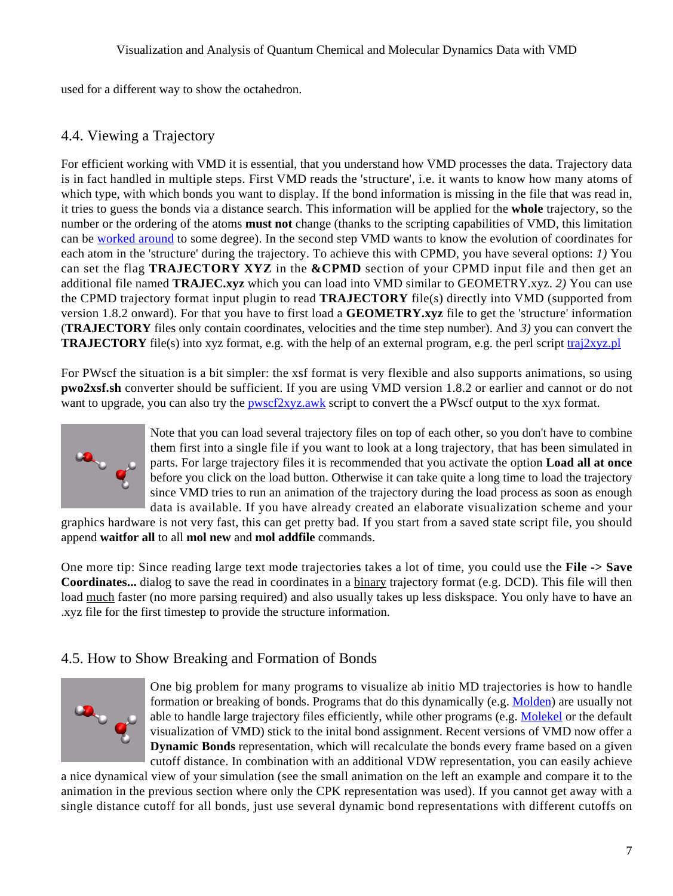used for a different way to show the octahedron.

## 4.4. Viewing a Trajectory

For efficient working with VMD it is essential, that you understand how VMD processes the data. Trajectory data is in fact handled in multiple steps. First VMD reads the 'structure', i.e. it wants to know how many atoms of which type, with which bonds you want to display. If the bond information is missing in the file that was read in, it tries to guess the bonds via a distance search. This information will be applied for the **whole** trajectory, so the number or the ordering of the atoms **must not** change (thanks to the scripting capabilities of VMD, this limitation can be worked around to some degree). In the second step VMD wants to know the evolution of coordinates for each atom in the 'structure' during the trajectory. To achieve this with CPMD, you have several options: *1)* You can set the flag **TRAJECTORY XYZ** in the **&CPMD** section of your CPMD input file and then get an additional file named **TRAJEC.xyz** which you can load into VMD similar to GEOMETRY.xyz. *2)* You can use the CPMD trajectory format input plugin to read **TRAJECTORY** file(s) directly into VMD (supported from version 1.8.2 onward). For that you have to first load a **GEOMETRY.xyz** file to get the 'structure' information (**TRAJECTORY** files only contain coordinates, velocities and the time step number). And *3)* you can convert the **TRAJECTORY** file(s) into xyz format, e.g. with the help of an external program, e.g. the perl script traj2xyz.pl

For PWscf the situation is a bit simpler: the xsf format is very flexible and also supports animations, so using **pwo2xsf.sh** converter should be sufficient. If you are using VMD version 1.8.2 or earlier and cannot or do not want to upgrade, you can also try the pwscf2xyz.awk script to convert the a PWscf output to the xyx format.

Note that you can load several trajectory files on top of each other, so you don't have to combine them first into a single file if you want to look at a long trajectory, that has been simulated in parts. For large trajectory files it is recommended that you activate the option **Load all at once** before you click on the load button. Otherwise it can take quite a long time to load the trajectory since VMD tries to run an animation of the trajectory during the load process as soon as enough data is available. If you have already created an elaborate visualization scheme and your graphics hardware is not very fast, this can get pretty bad. If you start from a saved state script file, you should append **waitfor all** to all **mol new** and **mol addfile** commands.

One more tip: Since reading large text mode trajectories takes a lot of time, you could use the **File -> Save Coordinates...** dialog to save the read in coordinates in a binary trajectory format (e.g. DCD). This file will then load much faster (no more parsing required) and also usually takes up less diskspace. You only have to have an .xyz file for the first timestep to provide the structure information.

## 4.5. How to Show Breaking and Formation of Bonds

One big problem for many programs to visualize ab initio MD trajectories is how to handle formation or breaking of bonds. Programs that do this dynamically (e.g. Molden) are usually not able to handle large trajectory files efficiently, while other programs (e.g. Molekel or the default visualization of VMD) stick to the inital bond assignment. Recent versions of VMD now offer a **Dynamic Bonds** representation, which will recalculate the bonds every frame based on a given cutoff distance. In combination with an additional VDW representation, you can easily achieve a nice dynamical view of your simulation (see the small animation on the left an example and compare it to the animation in the previous section where only the CPK representation was used). If you cannot get away with a single distance cutoff for all bonds, just use several dynamic bond representations with different cutoffs on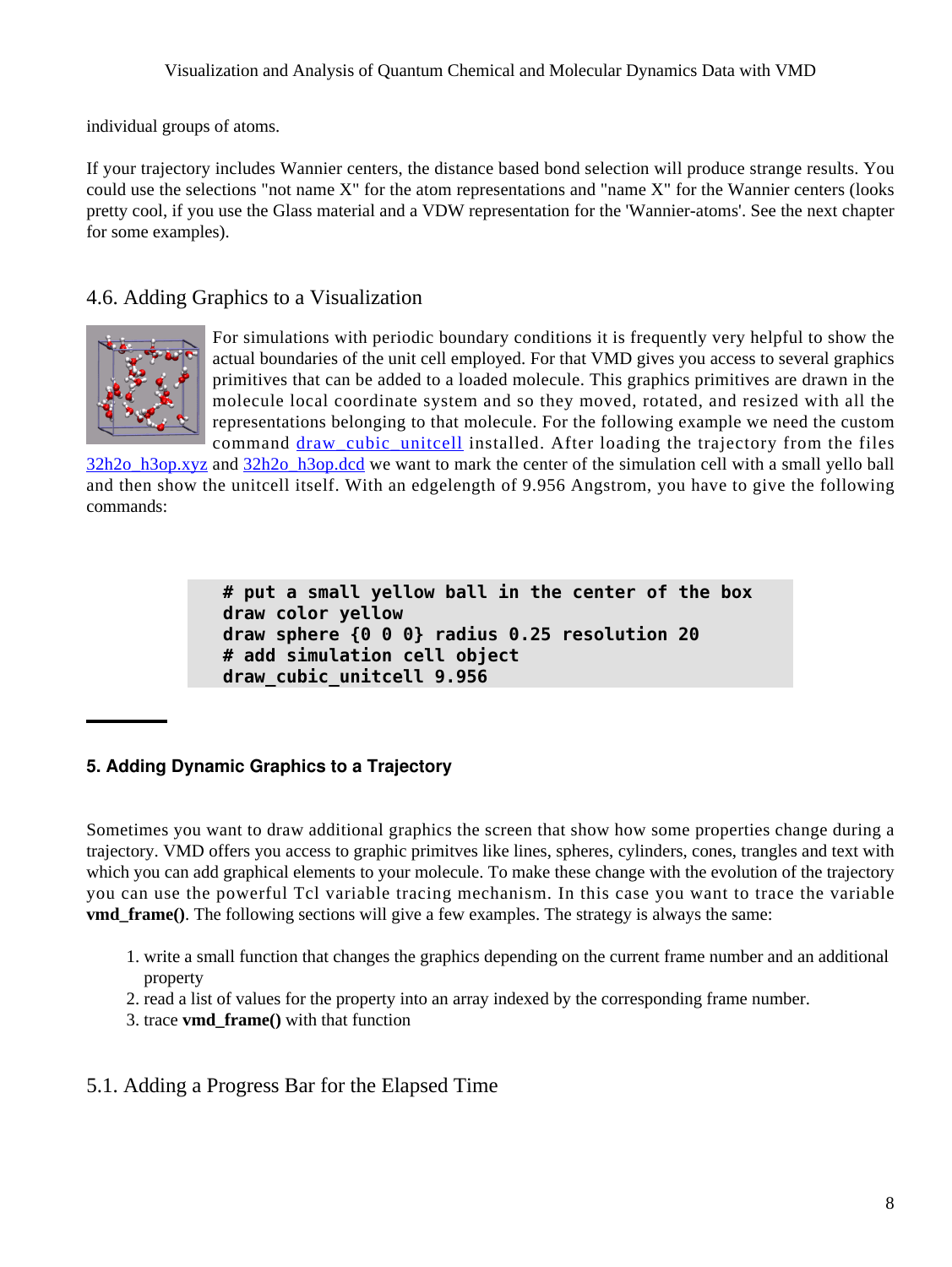individual groups of atoms.

If your trajectory includes Wannier centers, the distance based bond selection will produce strange results. You could use the selections "not name X" for the atom representations and "name X" for the Wannier centers (looks pretty cool, if you use the Glass material and a VDW representation for the 'Wannier-atoms'. See the next chapter for some examples).

## 4.6. Adding Graphics to a Visualization

For simulations with periodic boundary conditions it is frequently very helpful to show the actual boundaries of the unit cell employed. For that VMD gives you access to several graphics primitives that can be added to a loaded molecule. This graphics primitives are drawn in the molecule local coordinate system and so they moved, rotated, and resized with all the representations belonging to that molecule. For the following example we need the custom command draw_cubic_unitcell installed. After loading the trajectory from the files 32h2o_h3op.xyz and 32h2o_h3op.dcd we want to mark the center of the simulation cell with a small yello ball and then show the unitcell itself. With an edgelength of 9.956 Angstrom, you have to give the following commands:

```
# put a small yellow ball in the center of the box
draw color yellow
draw sphere {0 0 0} radius 0.25 resolution 20
# add simulation cell object
draw_cubic_unitcell 9.956
```

---

# 5. Adding Dynamic Graphics to a Trajectory

Sometimes you want to draw additional graphics the screen that show how some properties change during a trajectory. VMD offers you access to graphic primitves like lines, spheres, cylinders, cones, trangles and text with which you can add graphical elements to your molecule. To make these change with the evolution of the trajectory you can use the powerful Tcl variable tracing mechanism. In this case you want to trace the variable **vmd_frame()**. The following sections will give a few examples. The strategy is always the same:

1. write a small function that changes the graphics depending on the current frame number and an additional property
2. read a list of values for the property into an array indexed by the corresponding frame number.
3. trace **vmd_frame()** with that function

## 5.1. Adding a Progress Bar for the Elapsed Time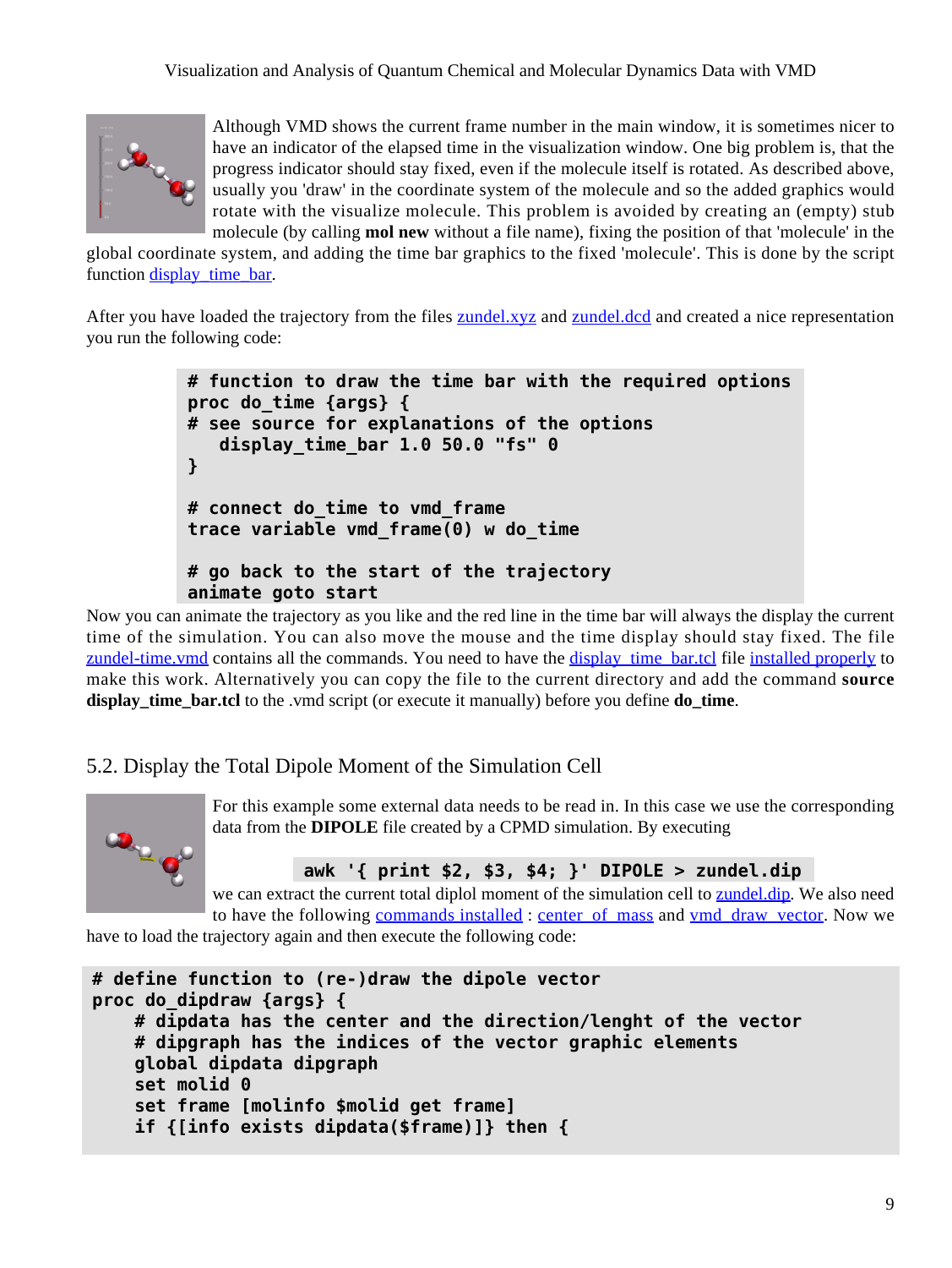Although VMD shows the current frame number in the main window, it is sometimes nicer to have an indicator of the elapsed time in the visualization window. One big problem is, that the progress indicator should stay fixed, even if the molecule itself is rotated. As described above, usually you 'draw' in the coordinate system of the molecule and so the added graphics would rotate with the visualize molecule. This problem is avoided by creating an (empty) stub molecule (by calling **mol new** without a file name), fixing the position of that 'molecule' in the global coordinate system, and adding the time bar graphics to the fixed 'molecule'. This is done by the script function display_time_bar.

After you have loaded the trajectory from the files zundel.xyz and zundel.dcd and created a nice representation you run the following code:

```
# function to draw the time bar with the required options
proc do_time {args} {
# see source for explanations of the options
   display_time_bar 1.0 50.0 "fs" 0
}

# connect do_time to vmd_frame
trace variable vmd_frame(0) w do_time

# go back to the start of the trajectory
animate goto start
```

Now you can animate the trajectory as you like and the red line in the time bar will always the display the current time of the simulation. You can also move the mouse and the time display should stay fixed. The file zundel-time.vmd contains all the commands. You need to have the display_time_bar.tcl file installed properly to make this work. Alternatively you can copy the file to the current directory and add the command **source display_time_bar.tcl** to the .vmd script (or execute it manually) before you define **do_time**.

## 5.2. Display the Total Dipole Moment of the Simulation Cell

For this example some external data needs to be read in. In this case we use the corresponding data from the **DIPOLE** file created by a CPMD simulation. By executing

```
awk '{ print $2, $3, $4; }' DIPOLE > zundel.dip
```

we can extract the current total diplol moment of the simulation cell to zundel.dip. We also need to have the following commands installed : center_of_mass and vmd_draw_vector. Now we have to load the trajectory again and then execute the following code:

```
# define function to (re-)draw the dipole vector
proc do_dipdraw {args} {
    # dipdata has the center and the direction/lenght of the vector
    # dipgraph has the indices of the vector graphic elements
    global dipdata dipgraph
    set molid 0
    set frame [molinfo $molid get frame]
    if {[info exists dipdata($frame)]} then {
```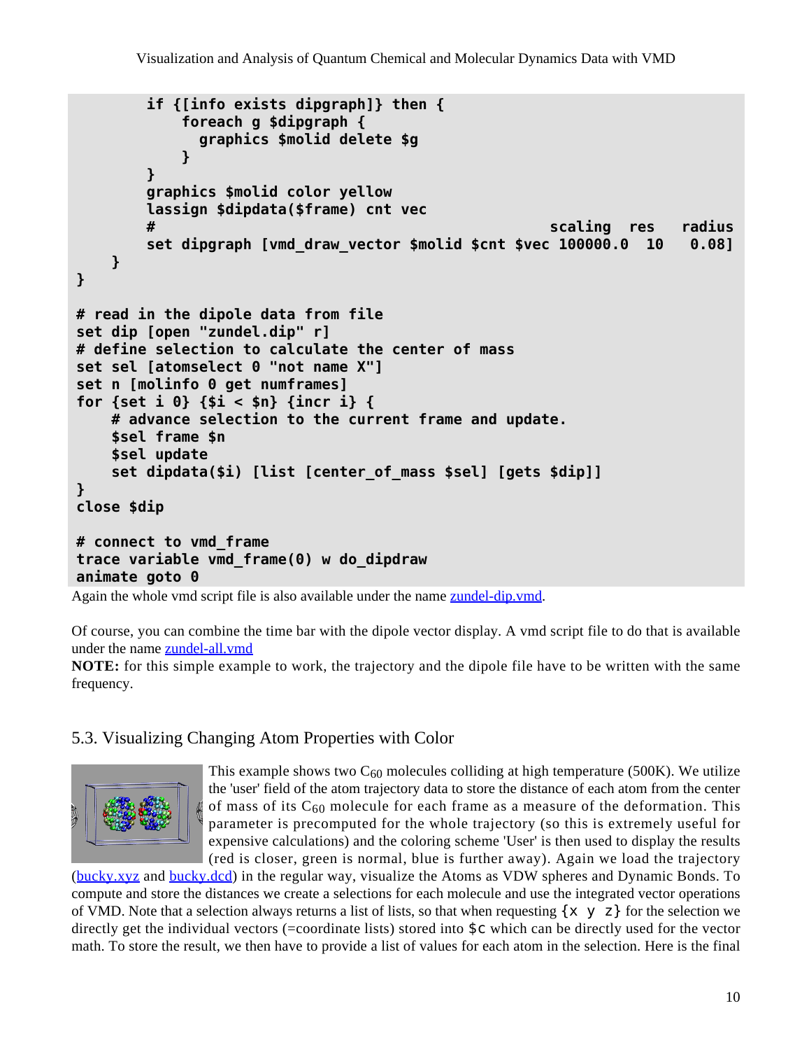```
        if {[info exists dipgraph]} then {
            foreach g $dipgraph {
              graphics $molid delete $g
            }
        }
        graphics $molid color yellow
        lassign $dipdata($frame) cnt vec
        #                                             scaling  res   radius
        set dipgraph [vmd_draw_vector $molid $cnt $vec 100000.0  10   0.08]
    }
}

# read in the dipole data from file
set dip [open "zundel.dip" r]
# define selection to calculate the center of mass
set sel [atomselect 0 "not name X"]
set n [molinfo 0 get numframes]
for {set i 0} {$i < $n} {incr i} {
    # advance selection to the current frame and update.
    $sel frame $n
    $sel update
    set dipdata($i) [list [center_of_mass $sel] [gets $dip]]
}
close $dip

# connect to vmd_frame
trace variable vmd_frame(0) w do_dipdraw
animate goto 0
```

Again the whole vmd script file is also available under the name zundel-dip.vmd.

Of course, you can combine the time bar with the dipole vector display. A vmd script file to do that is available under the name zundel-all.vmd

**NOTE:** for this simple example to work, the trajectory and the dipole file have to be written with the same frequency.

## 5.3. Visualizing Changing Atom Properties with Color

This example shows two $C_{60}$ molecules colliding at high temperature (500K). We utilize the 'user' field of the atom trajectory data to store the distance of each atom from the center of mass of its $C_{60}$ molecule for each frame as a measure of the deformation. This parameter is precomputed for the whole trajectory (so this is extremely useful for expensive calculations) and the coloring scheme 'User' is then used to display the results (red is closer, green is normal, blue is further away). Again we load the trajectory (bucky.xyz and bucky.dcd) in the regular way, visualize the Atoms as VDW spheres and Dynamic Bonds. To compute and store the distances we create a selections for each molecule and use the integrated vector operations of VMD. Note that a selection always returns a list of lists, so that when requesting `{x y z}` for the selection we directly get the individual vectors (=coordinate lists) stored into `$c` which can be directly used for the vector math. To store the result, we then have to provide a list of values for each atom in the selection. Here is the final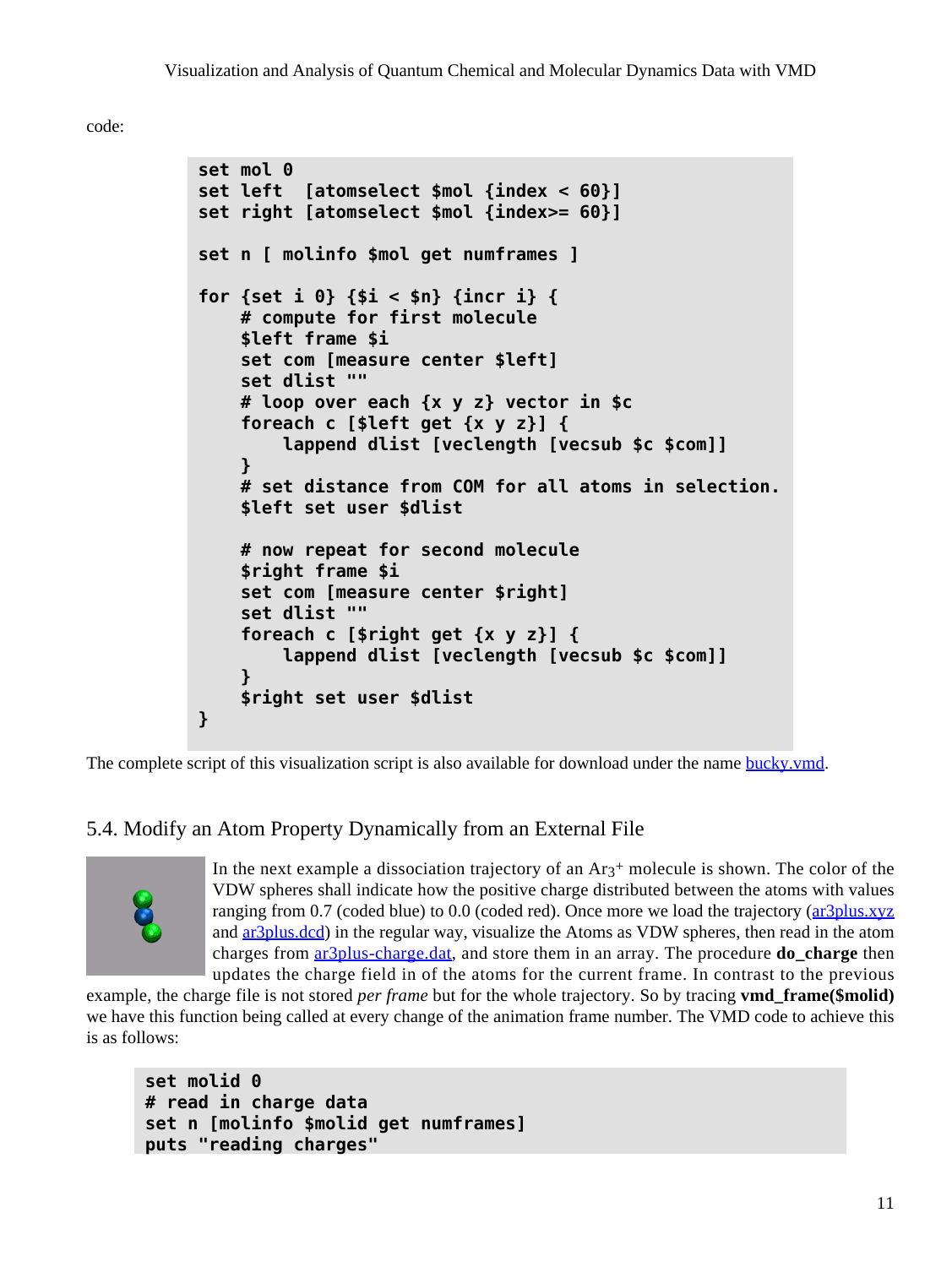code:

```
set mol 0
set left  [atomselect $mol {index < 60}]
set right [atomselect $mol {index>= 60}]

set n [ molinfo $mol get numframes ]

for {set i 0} {$i < $n} {incr i} {
    # compute for first molecule
    $left frame $i
    set com [measure center $left]
    set dlist ""
    # loop over each {x y z} vector in $c
    foreach c [$left get {x y z}] {
        lappend dlist [veclength [vecsub $c $com]]
    }
    # set distance from COM for all atoms in selection.
    $left set user $dlist

    # now repeat for second molecule
    $right frame $i
    set com [measure center $right]
    set dlist ""
    foreach c [$right get {x y z}] {
        lappend dlist [veclength [vecsub $c $com]]
    }
    $right set user $dlist
}
```

The complete script of this visualization script is also available for download under the name bucky.vmd.

## 5.4. Modify an Atom Property Dynamically from an External File

In the next example a dissociation trajectory of an $Ar_3^+$ molecule is shown. The color of the VDW spheres shall indicate how the positive charge distributed between the atoms with values ranging from 0.7 (coded blue) to 0.0 (coded red). Once more we load the trajectory (ar3plus.xyz and ar3plus.dcd) in the regular way, visualize the Atoms as VDW spheres, then read in the atom charges from ar3plus-charge.dat, and store them in an array. The procedure **do_charge** then updates the charge field in of the atoms for the current frame. In contrast to the previous example, the charge file is not stored *per frame* but for the whole trajectory. So by tracing **vmd_frame($molid)** we have this function being called at every change of the animation frame number. The VMD code to achieve this is as follows:

```
set molid 0
# read in charge data
set n [molinfo $molid get numframes]
puts "reading charges"
```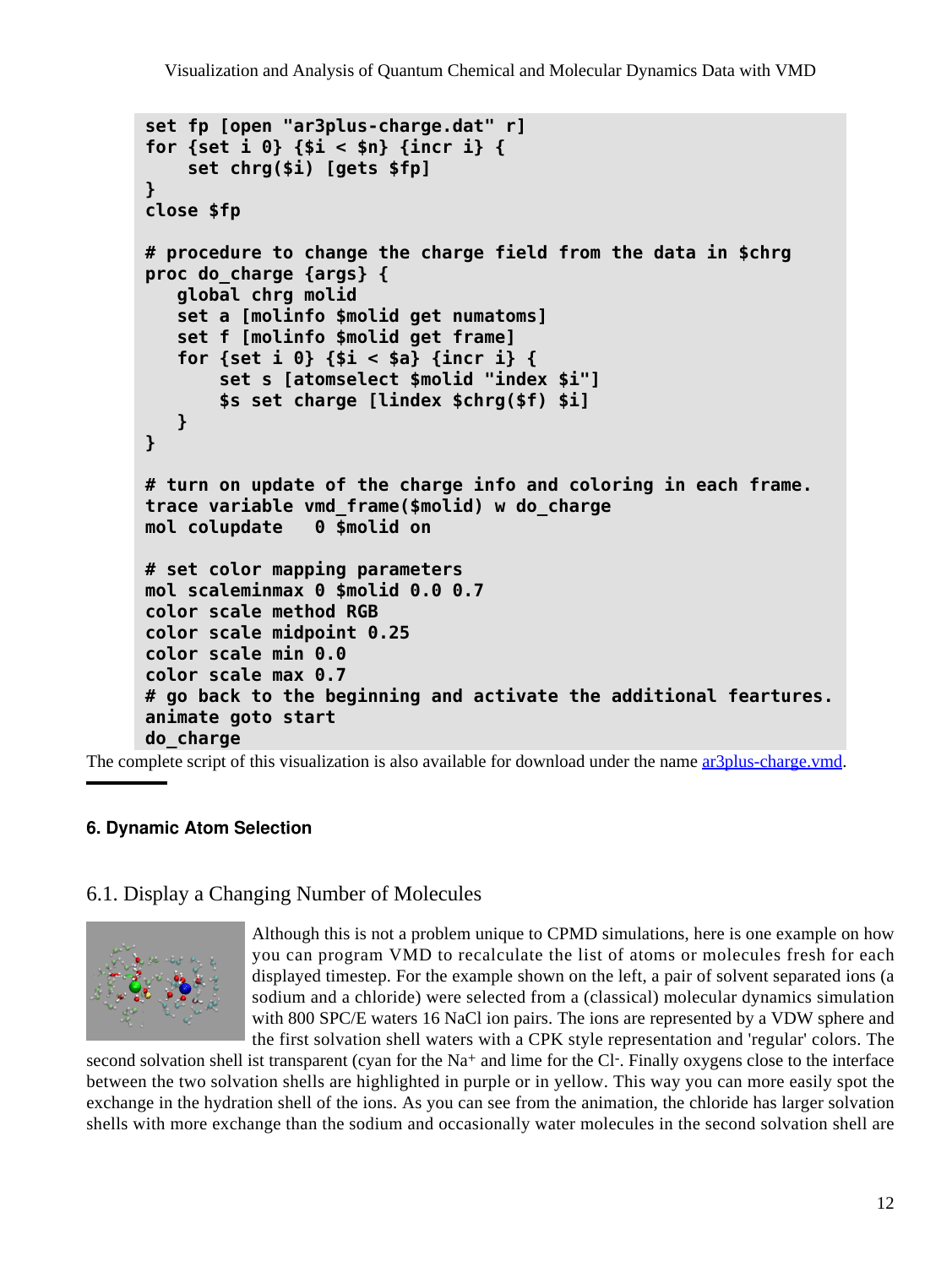```
set fp [open "ar3plus-charge.dat" r]
for {set i 0} {$i < $n} {incr i} {
    set chrg($i) [gets $fp]
}
close $fp

# procedure to change the charge field from the data in $chrg
proc do_charge {args} {
   global chrg molid
   set a [molinfo $molid get numatoms]
   set f [molinfo $molid get frame]
   for {set i 0} {$i < $a} {incr i} {
       set s [atomselect $molid "index $i"]
       $s set charge [lindex $chrg($f) $i]
   }
}

# turn on update of the charge info and coloring in each frame.
trace variable vmd_frame($molid) w do_charge
mol colupdate   0 $molid on

# set color mapping parameters
mol scaleminmax 0 $molid 0.0 0.7
color scale method RGB
color scale midpoint 0.25
color scale min 0.0
color scale max 0.7
# go back to the beginning and activate the additional feartures.
animate goto start
do_charge
```

The complete script of this visualization is also available for download under the name ar3plus-charge.vmd.

## 6. Dynamic Atom Selection

### 6.1. Display a Changing Number of Molecules

Although this is not a problem unique to CPMD simulations, here is one example on how you can program VMD to recalculate the list of atoms or molecules fresh for each displayed timestep. For the example shown on the left, a pair of solvent separated ions (a sodium and a chloride) were selected from a (classical) molecular dynamics simulation with 800 SPC/E waters 16 NaCl ion pairs. The ions are represented by a VDW sphere and the first solvation shell waters with a CPK style representation and 'regular' colors. The second solvation shell ist transparent (cyan for the $Na^{+}$ and lime for the $Cl^{-}$. Finally oxygens close to the interface between the two solvation shells are highlighted in purple or in yellow. This way you can more easily spot the exchange in the hydration shell of the ions. As you can see from the animation, the chloride has larger solvation shells with more exchange than the sodium and occasionally water molecules in the second solvation shell are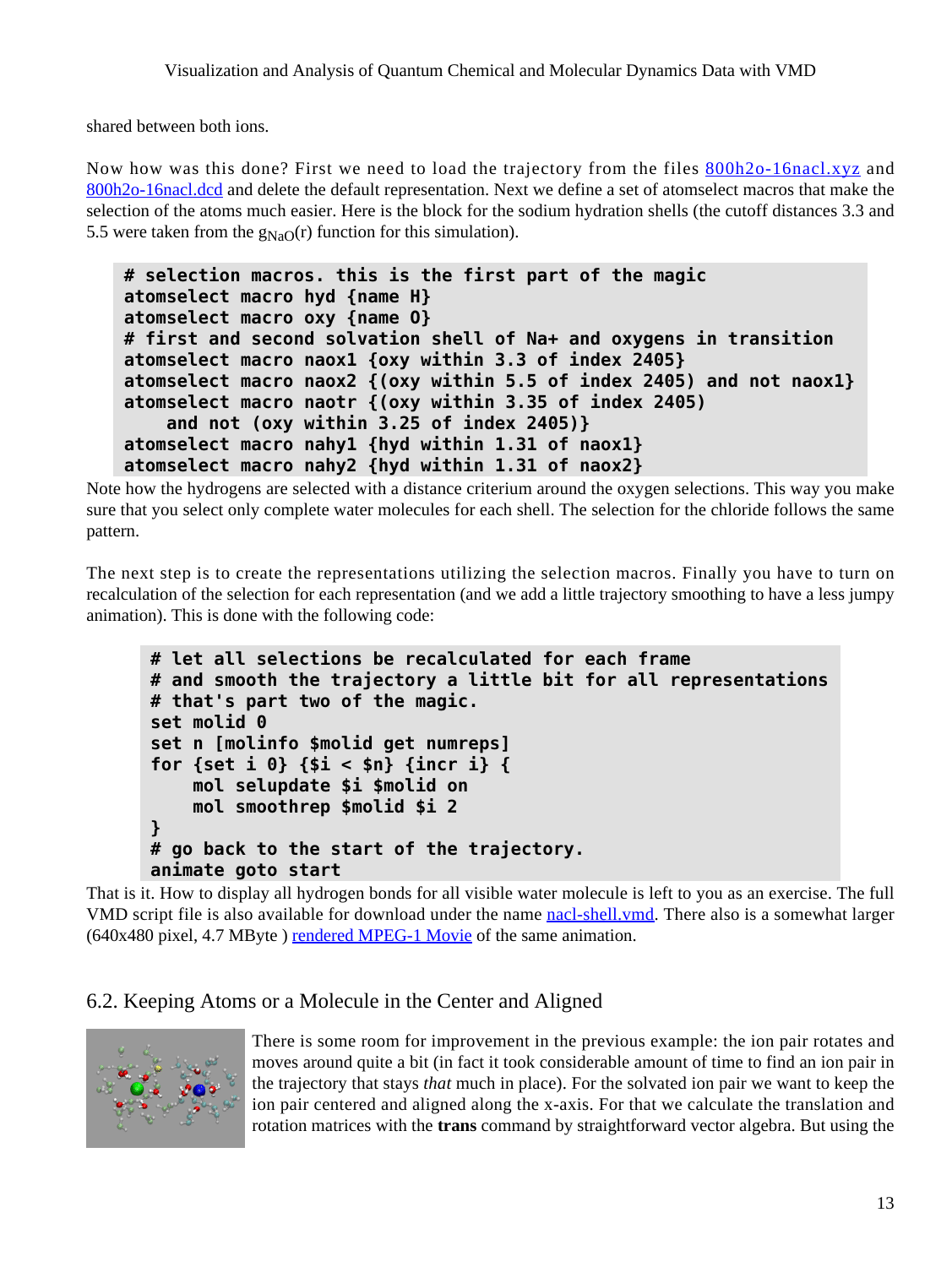shared between both ions.

Now how was this done? First we need to load the trajectory from the files 800h2o-16nacl.xyz and 800h2o-16nacl.dcd and delete the default representation. Next we define a set of atomselect macros that make the selection of the atoms much easier. Here is the block for the sodium hydration shells (the cutoff distances 3.3 and 5.5 were taken from the $g_{NaO}(r)$ function for this simulation).

```
# selection macros. this is the first part of the magic
atomselect macro hyd {name H}
atomselect macro oxy {name O}
# first and second solvation shell of Na+ and oxygens in transition
atomselect macro naox1 {oxy within 3.3 of index 2405}
atomselect macro naox2 {(oxy within 5.5 of index 2405) and not naox1}
atomselect macro naotr {(oxy within 3.35 of index 2405)
    and not (oxy within 3.25 of index 2405)}
atomselect macro nahy1 {hyd within 1.31 of naox1}
atomselect macro nahy2 {hyd within 1.31 of naox2}
```

Note how the hydrogens are selected with a distance criterium around the oxygen selections. This way you make sure that you select only complete water molecules for each shell. The selection for the chloride follows the same pattern.

The next step is to create the representations utilizing the selection macros. Finally you have to turn on recalculation of the selection for each representation (and we add a little trajectory smoothing to have a less jumpy animation). This is done with the following code:

```
# let all selections be recalculated for each frame
# and smooth the trajectory a little bit for all representations
# that's part two of the magic.
set molid 0
set n [molinfo $molid get numreps]
for {set i 0} {$i < $n} {incr i} {
    mol selupdate $i $molid on
    mol smoothrep $molid $i 2
}
# go back to the start of the trajectory.
animate goto start
```

That is it. How to display all hydrogen bonds for all visible water molecule is left to you as an exercise. The full VMD script file is also available for download under the name nacl-shell.vmd. There also is a somewhat larger (640x480 pixel, 4.7 MByte ) rendered MPEG-1 Movie of the same animation.

## 6.2. Keeping Atoms or a Molecule in the Center and Aligned

There is some room for improvement in the previous example: the ion pair rotates and moves around quite a bit (in fact it took considerable amount of time to find an ion pair in the trajectory that stays *that* much in place). For the solvated ion pair we want to keep the ion pair centered and aligned along the x-axis. For that we calculate the translation and rotation matrices with the **trans** command by straightforward vector algebra. But using the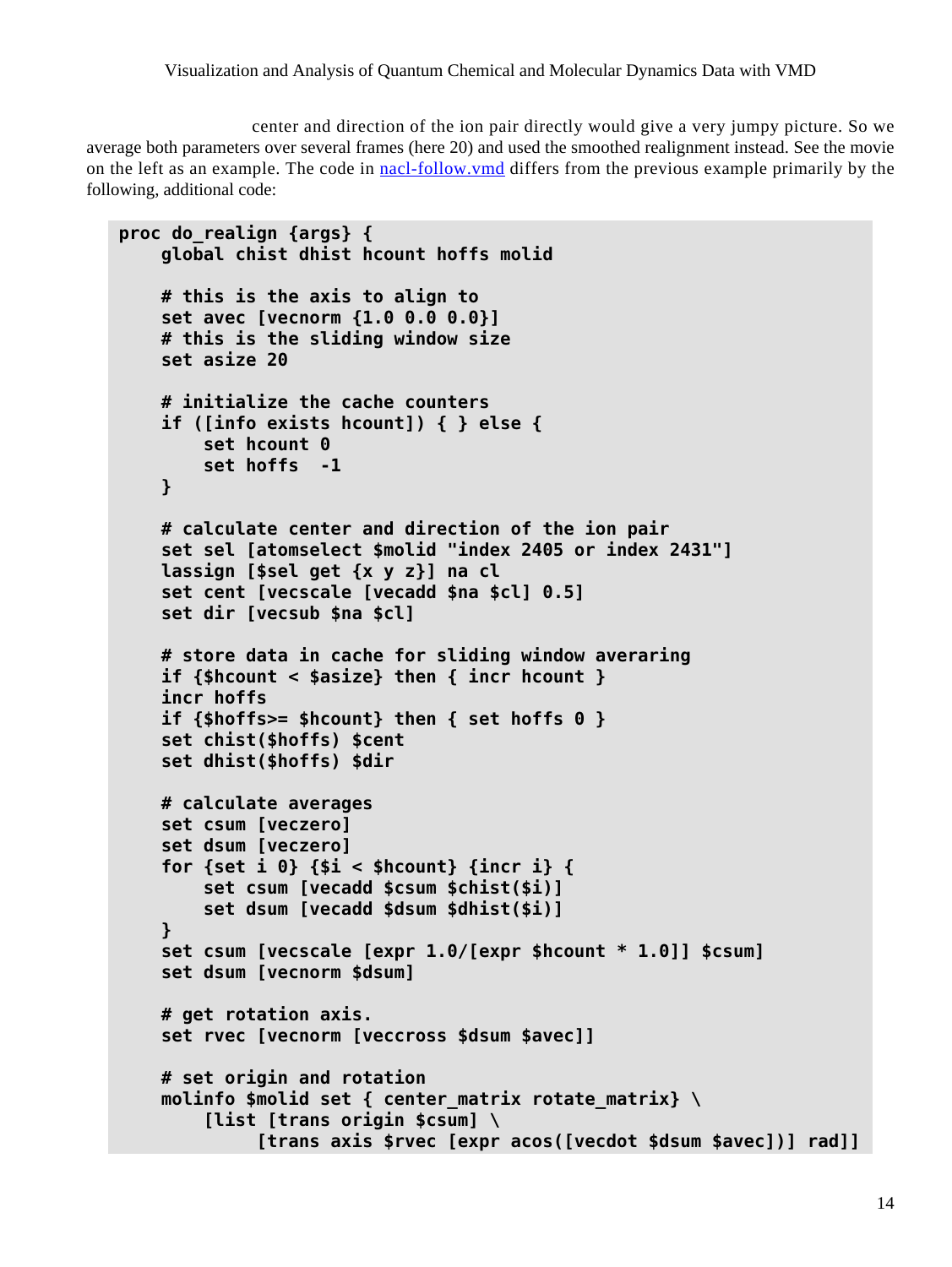center and direction of the ion pair directly would give a very jumpy picture. So we average both parameters over several frames (here 20) and used the smoothed realignment instead. See the movie on the left as an example. The code in nacl-follow.vmd differs from the previous example primarily by the following, additional code:

```
proc do_realign {args} {
    global chist dhist hcount hoffs molid

    # this is the axis to align to
    set avec [vecnorm {1.0 0.0 0.0}]
    # this is the sliding window size
    set asize 20

    # initialize the cache counters
    if ([info exists hcount]) { } else {
        set hcount 0
        set hoffs  -1
    }

    # calculate center and direction of the ion pair
    set sel [atomselect $molid "index 2405 or index 2431"]
    lassign [$sel get {x y z}] na cl
    set cent [vecscale [vecadd $na $cl] 0.5]
    set dir [vecsub $na $cl]

    # store data in cache for sliding window averaring
    if {$hcount < $asize} then { incr hcount }
    incr hoffs
    if {$hoffs>= $hcount} then { set hoffs 0 }
    set chist($hoffs) $cent
    set dhist($hoffs) $dir

    # calculate averages
    set csum [veczero]
    set dsum [veczero]
    for {set i 0} {$i < $hcount} {incr i} {
        set csum [vecadd $csum $chist($i)]
        set dsum [vecadd $dsum $dhist($i)]
    }
    set csum [vecscale [expr 1.0/[expr $hcount * 1.0]] $csum]
    set dsum [vecnorm $dsum]

    # get rotation axis.
    set rvec [vecnorm [veccross $dsum $avec]]

    # set origin and rotation
    molinfo $molid set { center_matrix rotate_matrix} \
        [list [trans origin $csum] \
             [trans axis $rvec [expr acos([vecdot $dsum $avec])] rad]]
```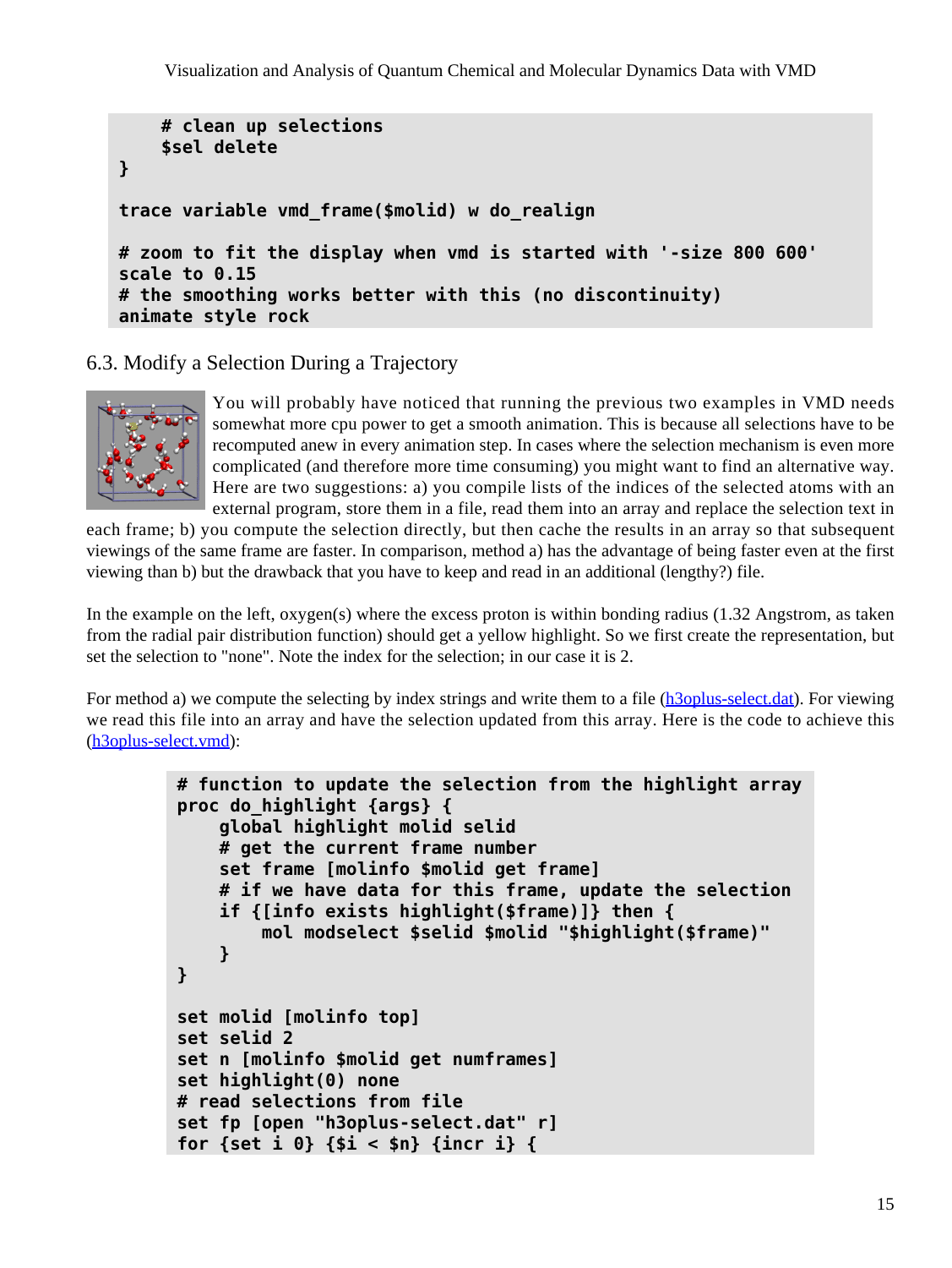```
    # clean up selections
    $sel delete
}

trace variable vmd_frame($molid) w do_realign

# zoom to fit the display when vmd is started with '-size 800 600'
scale to 0.15
# the smoothing works better with this (no discontinuity)
animate style rock
```

## 6.3. Modify a Selection During a Trajectory

You will probably have noticed that running the previous two examples in VMD needs somewhat more cpu power to get a smooth animation. This is because all selections have to be recomputed anew in every animation step. In cases where the selection mechanism is even more complicated (and therefore more time consuming) you might want to find an alternative way. Here are two suggestions: a) you compile lists of the indices of the selected atoms with an external program, store them in a file, read them into an array and replace the selection text in each frame; b) you compute the selection directly, but then cache the results in an array so that subsequent viewings of the same frame are faster. In comparison, method a) has the advantage of being faster even at the first viewing than b) but the drawback that you have to keep and read in an additional (lengthy?) file.

In the example on the left, oxygen(s) where the excess proton is within bonding radius (1.32 Angstrom, as taken from the radial pair distribution function) should get a yellow highlight. So we first create the representation, but set the selection to "none". Note the index for the selection; in our case it is 2.

For method a) we compute the selecting by index strings and write them to a file (h3oplus-select.dat). For viewing we read this file into an array and have the selection updated from this array. Here is the code to achieve this (h3oplus-select.vmd):

```
# function to update the selection from the highlight array
proc do_highlight {args} {
    global highlight molid selid
    # get the current frame number
    set frame [molinfo $molid get frame]
    # if we have data for this frame, update the selection
    if {[info exists highlight($frame)]} then {
        mol modselect $selid $molid "$highlight($frame)"
    }
}

set molid [molinfo top]
set selid 2
set n [molinfo $molid get numframes]
set highlight(0) none
# read selections from file
set fp [open "h3oplus-select.dat" r]
for {set i 0} {$i < $n} {incr i} {
```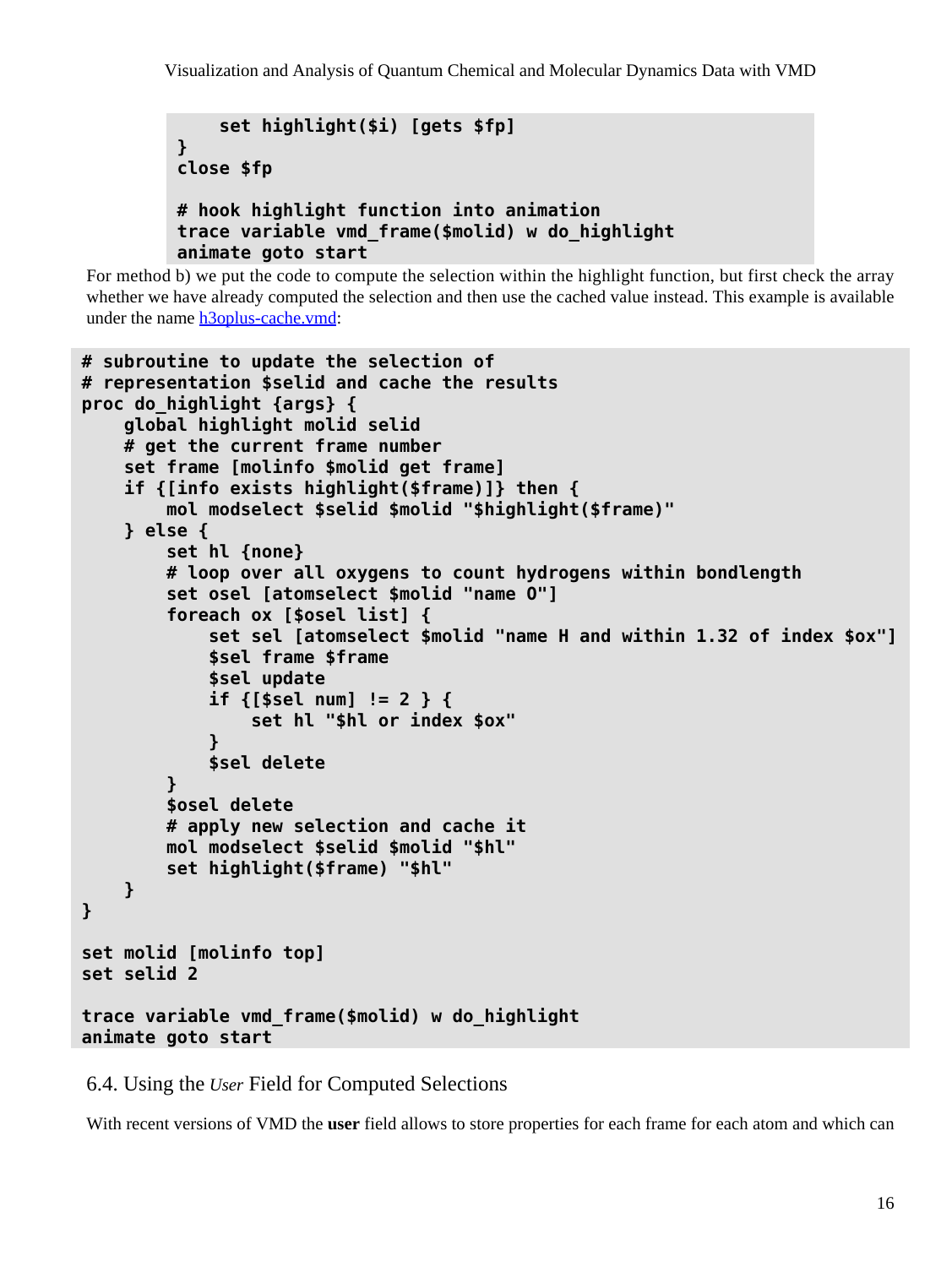```
    set highlight($i) [gets $fp]
}
close $fp

# hook highlight function into animation
trace variable vmd_frame($molid) w do_highlight
animate goto start
```

For method b) we put the code to compute the selection within the highlight function, but first check the array whether we have already computed the selection and then use the cached value instead. This example is available under the name h3oplus-cache.vmd:

```
# subroutine to update the selection of
# representation $selid and cache the results
proc do_highlight {args} {
    global highlight molid selid
    # get the current frame number
    set frame [molinfo $molid get frame]
    if {[info exists highlight($frame)]} then {
        mol modselect $selid $molid "$highlight($frame)"
    } else {
        set hl {none}
        # loop over all oxygens to count hydrogens within bondlength
        set osel [atomselect $molid "name O"]
        foreach ox [$osel list] {
            set sel [atomselect $molid "name H and within 1.32 of index $ox"]
            $sel frame $frame
            $sel update
            if {[$sel num] != 2 } {
                set hl "$hl or index $ox"
            }
            $sel delete
        }
        $osel delete
        # apply new selection and cache it
        mol modselect $selid $molid "$hl"
        set highlight($frame) "$hl"
    }
}

set molid [molinfo top]
set selid 2

trace variable vmd_frame($molid) w do_highlight
animate goto start
```

### 6.4. Using the *User* Field for Computed Selections

With recent versions of VMD the **user** field allows to store properties for each frame for each atom and which can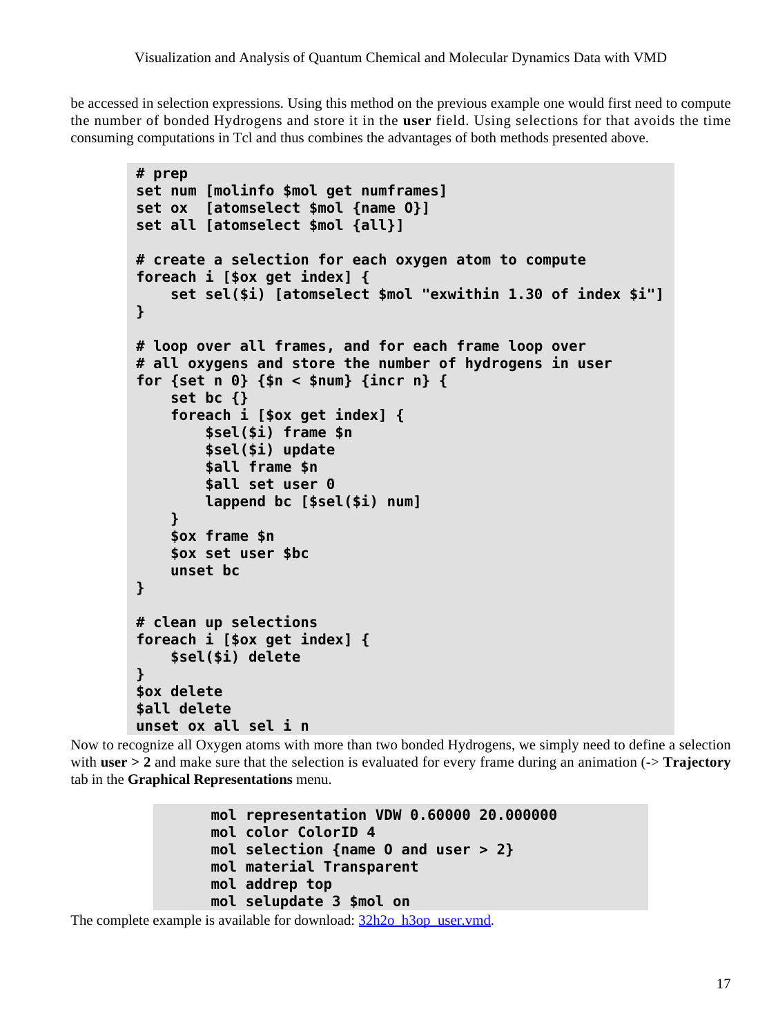be accessed in selection expressions. Using this method on the previous example one would first need to compute the number of bonded Hydrogens and store it in the **user** field. Using selections for that avoids the time consuming computations in Tcl and thus combines the advantages of both methods presented above.

```
# prep
set num [molinfo $mol get numframes]
set ox  [atomselect $mol {name O}]
set all [atomselect $mol {all}]

# create a selection for each oxygen atom to compute
foreach i [$ox get index] {
    set sel($i) [atomselect $mol "exwithin 1.30 of index $i"]
}

# loop over all frames, and for each frame loop over
# all oxygens and store the number of hydrogens in user
for {set n 0} {$n < $num} {incr n} {
    set bc {}
    foreach i [$ox get index] {
        $sel($i) frame $n
        $sel($i) update
        $all frame $n
        $all set user 0
        lappend bc [$sel($i) num]
    }
    $ox frame $n
    $ox set user $bc
    unset bc
}

# clean up selections
foreach i [$ox get index] {
    $sel($i) delete
}
$ox delete
$all delete
unset ox all sel i n
```

Now to recognize all Oxygen atoms with more than two bonded Hydrogens, we simply need to define a selection with **user > 2** and make sure that the selection is evaluated for every frame during an animation (-> **Trajectory** tab in the **Graphical Representations** menu.

```
mol representation VDW 0.60000 20.000000
mol color ColorID 4
mol selection {name O and user > 2}
mol material Transparent
mol addrep top
mol selupdate 3 $mol on
```

The complete example is available for download: 32h2o_h3op_user.vmd.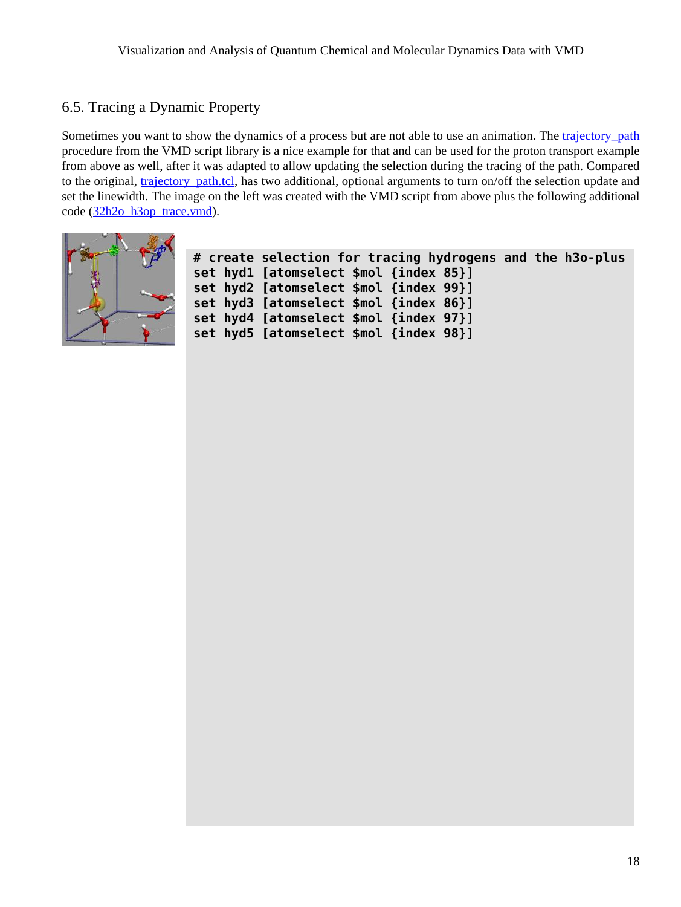## 6.5. Tracing a Dynamic Property

Sometimes you want to show the dynamics of a process but are not able to use an animation. The trajectory_path procedure from the VMD script library is a nice example for that and can be used for the proton transport example from above as well, after it was adapted to allow updating the selection during the tracing of the path. Compared to the original, trajectory_path.tcl, has two additional, optional arguments to turn on/off the selection update and set the linewidth. The image on the left was created with the VMD script from above plus the following additional code (32h2o_h3op_trace.vmd).

```
# create selection for tracing hydrogens and the h3o-plus
set hyd1 [atomselect $mol {index 85}]
set hyd2 [atomselect $mol {index 99}]
set hyd3 [atomselect $mol {index 86}]
set hyd4 [atomselect $mol {index 97}]
set hyd5 [atomselect $mol {index 98}]
```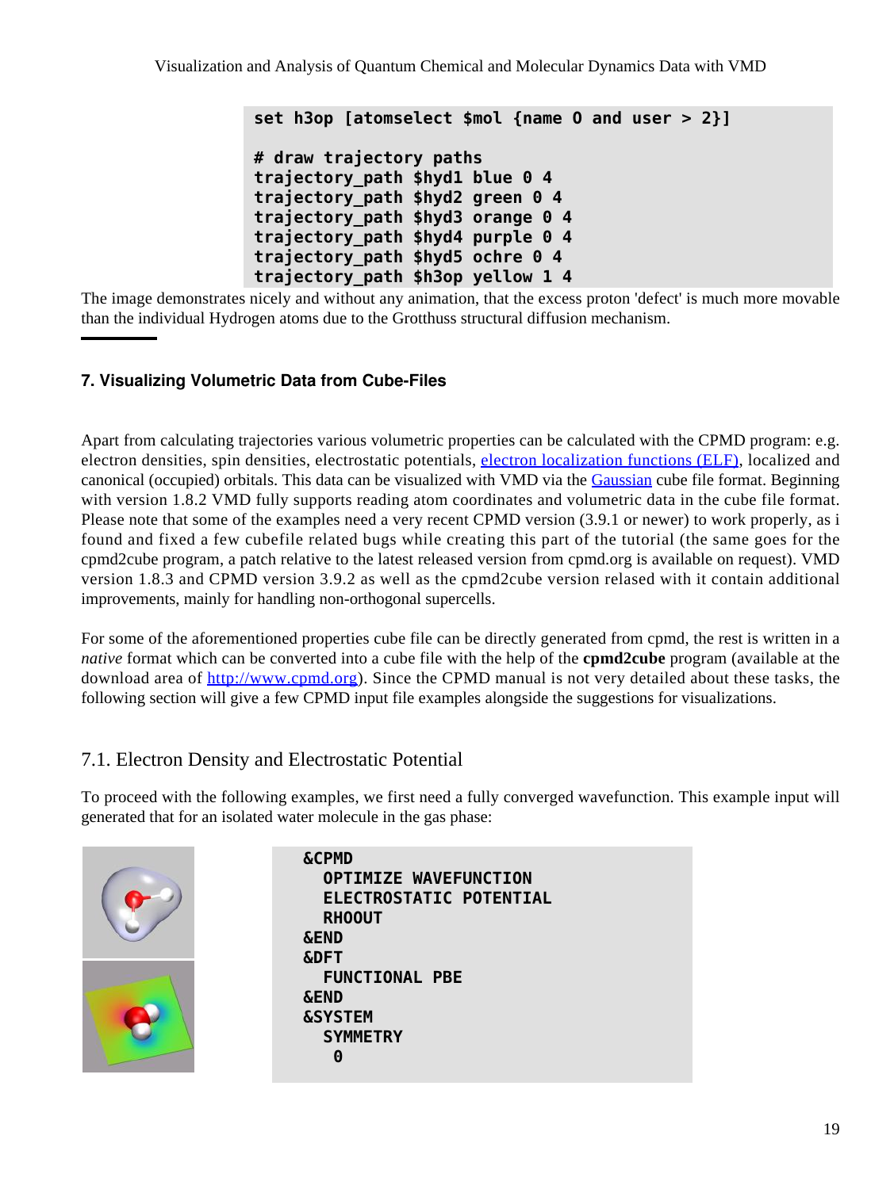```
set h3op [atomselect $mol {name O and user > 2}]

# draw trajectory paths
trajectory_path $hyd1 blue 0 4
trajectory_path $hyd2 green 0 4
trajectory_path $hyd3 orange 0 4
trajectory_path $hyd4 purple 0 4
trajectory_path $hyd5 ochre 0 4
trajectory_path $h3op yellow 1 4
```

The image demonstrates nicely and without any animation, that the excess proton 'defect' is much more movable than the individual Hydrogen atoms due to the Grotthuss structural diffusion mechanism.

---

#### 7. Visualizing Volumetric Data from Cube-Files

Apart from calculating trajectories various volumetric properties can be calculated with the CPMD program: e.g. electron densities, spin densities, electrostatic potentials, electron localization functions (ELF), localized and canonical (occupied) orbitals. This data can be visualized with VMD via the Gaussian cube file format. Beginning with version 1.8.2 VMD fully supports reading atom coordinates and volumetric data in the cube file format. Please note that some of the examples need a very recent CPMD version (3.9.1 or newer) to work properly, as i found and fixed a few cubefile related bugs while creating this part of the tutorial (the same goes for the cpmd2cube program, a patch relative to the latest released version from cpmd.org is available on request). VMD version 1.8.3 and CPMD version 3.9.2 as well as the cpmd2cube version relased with it contain additional improvements, mainly for handling non-orthogonal supercells.

For some of the aforementioned properties cube file can be directly generated from cpmd, the rest is written in a *native* format which can be converted into a cube file with the help of the **cpmd2cube** program (available at the download area of http://www.cpmd.org). Since the CPMD manual is not very detailed about these tasks, the following section will give a few CPMD input file examples alongside the suggestions for visualizations.

### 7.1. Electron Density and Electrostatic Potential

To proceed with the following examples, we first need a fully converged wavefunction. This example input will generated that for an isolated water molecule in the gas phase:

```
&CPMD
  OPTIMIZE WAVEFUNCTION
  ELECTROSTATIC POTENTIAL
  RHOOUT
&END
&DFT
  FUNCTIONAL PBE
&END
&SYSTEM
  SYMMETRY
   0
```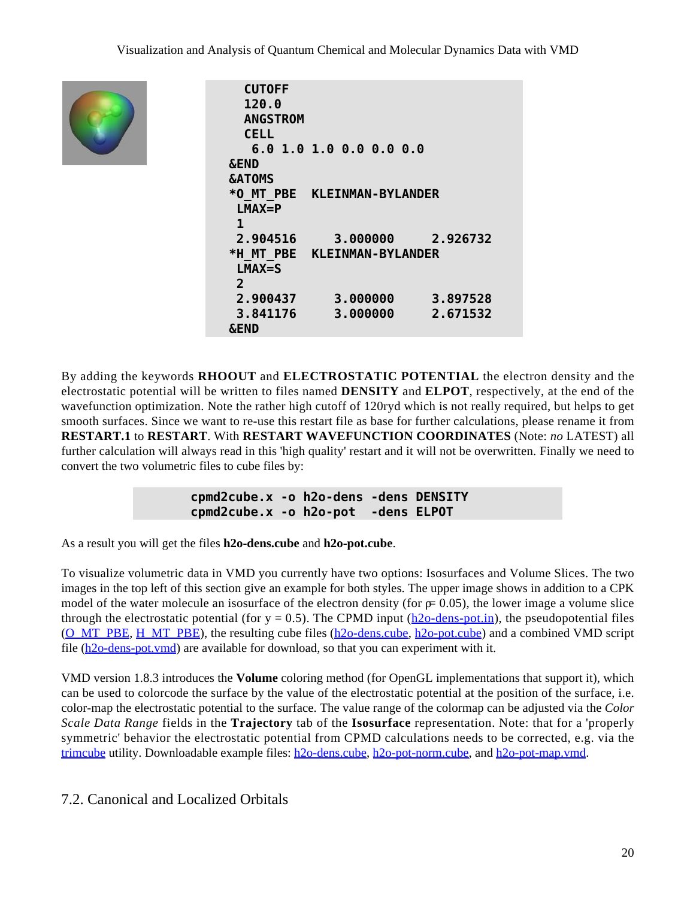```
  CUTOFF
  120.0
  ANGSTROM
  CELL
   6.0 1.0 1.0 0.0 0.0 0.0
&END
&ATOMS
*O_MT_PBE  KLEINMAN-BYLANDER
 LMAX=P
 1
 2.904516     3.000000     2.926732
*H_MT_PBE  KLEINMAN-BYLANDER
 LMAX=S
 2
 2.900437     3.000000     3.897528
 3.841176     3.000000     2.671532
&END
```

By adding the keywords **RHOOUT** and **ELECTROSTATIC POTENTIAL** the electron density and the electrostatic potential will be written to files named **DENSITY** and **ELPOT**, respectively, at the end of the wavefunction optimization. Note the rather high cutoff of 120ryd which is not really required, but helps to get smooth surfaces. Since we want to re-use this restart file as base for further calculations, please rename it from **RESTART.1** to **RESTART**. With **RESTART WAVEFUNCTION COORDINATES** (Note: *no* LATEST) all further calculation will always read in this 'high quality' restart and it will not be overwritten. Finally we need to convert the two volumetric files to cube files by:

```
cpmd2cube.x -o h2o-dens -dens DENSITY
cpmd2cube.x -o h2o-pot  -dens ELPOT
```

As a result you will get the files **h2o-dens.cube** and **h2o-pot.cube**.

To visualize volumetric data in VMD you currently have two options: Isosurfaces and Volume Slices. The two images in the top left of this section give an example for both styles. The upper image shows in addition to a CPK model of the water molecule an isosurface of the electron density (for $\rho = 0.05$), the lower image a volume slice through the electrostatic potential (for y = 0.5). The CPMD input (h2o-dens-pot.in), the pseudopotential files (O_MT_PBE, H_MT_PBE), the resulting cube files (h2o-dens.cube, h2o-pot.cube) and a combined VMD script file (h2o-dens-pot.vmd) are available for download, so that you can experiment with it.

VMD version 1.8.3 introduces the **Volume** coloring method (for OpenGL implementations that support it), which can be used to colorcode the surface by the value of the electrostatic potential at the position of the surface, i.e. color-map the electrostatic potential to the surface. The value range of the colormap can be adjusted via the *Color Scale Data Range* fields in the **Trajectory** tab of the **Isosurface** representation. Note: that for a 'properly symmetric' behavior the electrostatic potential from CPMD calculations needs to be corrected, e.g. via the trimcube utility. Downloadable example files: h2o-dens.cube, h2o-pot-norm.cube, and h2o-pot-map.vmd.

## 7.2. Canonical and Localized Orbitals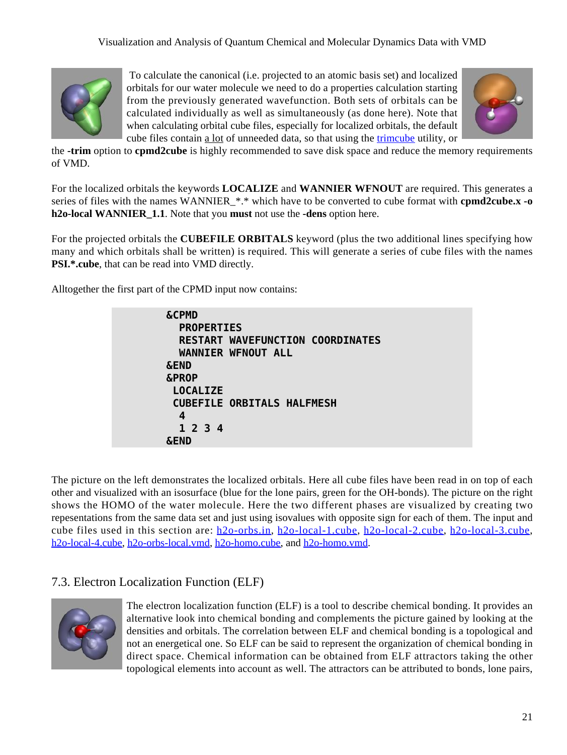To calculate the canonical (i.e. projected to an atomic basis set) and localized orbitals for our water molecule we need to do a properties calculation starting from the previously generated wavefunction. Both sets of orbitals can be calculated individually as well as simultaneously (as done here). Note that when calculating orbital cube files, especially for localized orbitals, the default cube files contain a lot of unneeded data, so that using the trimcube utility, or the **-trim** option to **cpmd2cube** is highly recommended to save disk space and reduce the memory requirements of VMD.

For the localized orbitals the keywords **LOCALIZE** and **WANNIER WFNOUT** are required. This generates a series of files with the names WANNIER_*.* which have to be converted to cube format with **cpmd2cube.x -o h2o-local WANNIER_1.1**. Note that you **must** not use the **-dens** option here.

For the projected orbitals the **CUBEFILE ORBITALS** keyword (plus the two additional lines specifying how many and which orbitals shall be written) is required. This will generate a series of cube files with the names **PSI.*.cube**, that can be read into VMD directly.

Alltogether the first part of the CPMD input now contains:

```
&CPMD
  PROPERTIES
  RESTART WAVEFUNCTION COORDINATES
  WANNIER WFNOUT ALL
&END
&PROP
 LOCALIZE
 CUBEFILE ORBITALS HALFMESH
  4
  1 2 3 4
&END
```

The picture on the left demonstrates the localized orbitals. Here all cube files have been read in on top of each other and visualized with an isosurface (blue for the lone pairs, green for the OH-bonds). The picture on the right shows the HOMO of the water molecule. Here the two different phases are visualized by creating two repesentations from the same data set and just using isovalues with opposite sign for each of them. The input and cube files used in this section are: h2o-orbs.in, h2o-local-1.cube, h2o-local-2.cube, h2o-local-3.cube, h2o-local-4.cube, h2o-orbs-local.vmd, h2o-homo.cube, and h2o-homo.vmd.

## 7.3. Electron Localization Function (ELF)

The electron localization function (ELF) is a tool to describe chemical bonding. It provides an alternative look into chemical bonding and complements the picture gained by looking at the densities and orbitals. The correlation between ELF and chemical bonding is a topological and not an energetical one. So ELF can be said to represent the organization of chemical bonding in direct space. Chemical information can be obtained from ELF attractors taking the other topological elements into account as well. The attractors can be attributed to bonds, lone pairs,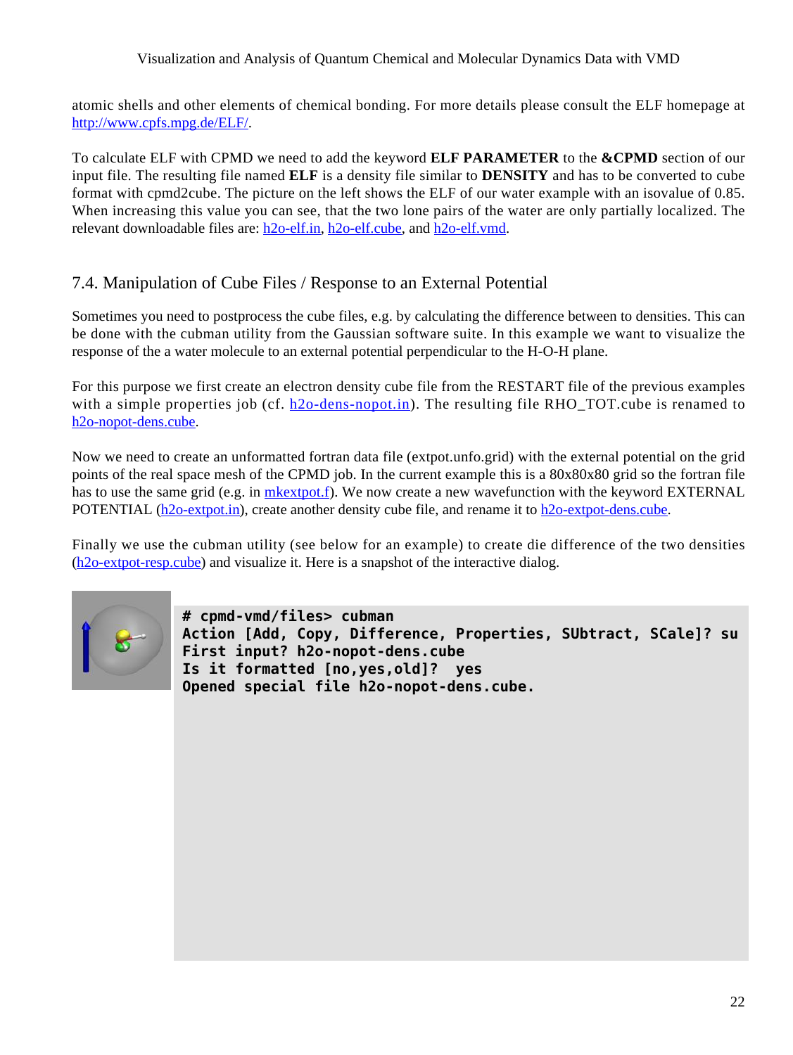atomic shells and other elements of chemical bonding. For more details please consult the ELF homepage at http://www.cpfs.mpg.de/ELF/.

To calculate ELF with CPMD we need to add the keyword **ELF PARAMETER** to the **&CPMD** section of our input file. The resulting file named **ELF** is a density file similar to **DENSITY** and has to be converted to cube format with cpmd2cube. The picture on the left shows the ELF of our water example with an isovalue of 0.85. When increasing this value you can see, that the two lone pairs of the water are only partially localized. The relevant downloadable files are: h2o-elf.in, h2o-elf.cube, and h2o-elf.vmd.

## 7.4. Manipulation of Cube Files / Response to an External Potential

Sometimes you need to postprocess the cube files, e.g. by calculating the difference between to densities. This can be done with the cubman utility from the Gaussian software suite. In this example we want to visualize the response of the a water molecule to an external potential perpendicular to the H-O-H plane.

For this purpose we first create an electron density cube file from the RESTART file of the previous examples with a simple properties job (cf. h2o-dens-nopot.in). The resulting file RHO_TOT.cube is renamed to h2o-nopot-dens.cube.

Now we need to create an unformatted fortran data file (extpot.unfo.grid) with the external potential on the grid points of the real space mesh of the CPMD job. In the current example this is a 80x80x80 grid so the fortran file has to use the same grid (e.g. in mkextpot.f). We now create a new wavefunction with the keyword EXTERNAL POTENTIAL (h2o-extpot.in), create another density cube file, and rename it to h2o-extpot-dens.cube.

Finally we use the cubman utility (see below for an example) to create die difference of the two densities (h2o-extpot-resp.cube) and visualize it. Here is a snapshot of the interactive dialog.

```
# cpmd-vmd/files> cubman
Action [Add, Copy, Difference, Properties, SUbtract, SCale]? su
First input? h2o-nopot-dens.cube
Is it formatted [no,yes,old]?  yes
Opened special file h2o-nopot-dens.cube.
```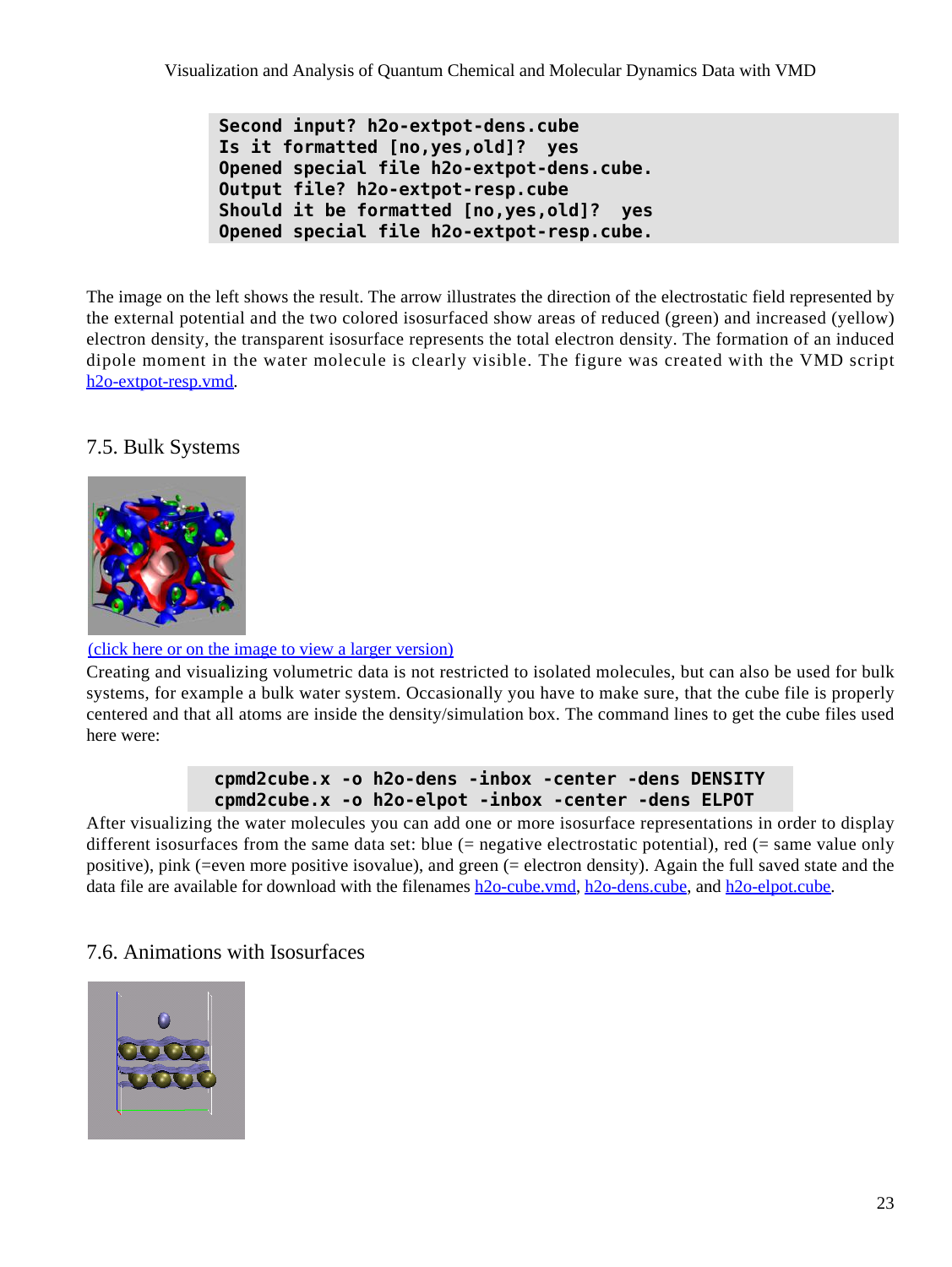```
Second input? h2o-extpot-dens.cube
Is it formatted [no,yes,old]?  yes
Opened special file h2o-extpot-dens.cube.
Output file? h2o-extpot-resp.cube
Should it be formatted [no,yes,old]?  yes
Opened special file h2o-extpot-resp.cube.
```

The image on the left shows the result. The arrow illustrates the direction of the electrostatic field represented by the external potential and the two colored isosurfaced show areas of reduced (green) and increased (yellow) electron density, the transparent isosurface represents the total electron density. The formation of an induced dipole moment in the water molecule is clearly visible. The figure was created with the VMD script h2o-extpot-resp.vmd.

## 7.5. Bulk Systems

(click here or on the image to view a larger version)

Creating and visualizing volumetric data is not restricted to isolated molecules, but can also be used for bulk systems, for example a bulk water system. Occasionally you have to make sure, that the cube file is properly centered and that all atoms are inside the density/simulation box. The command lines to get the cube files used here were:

```
cpmd2cube.x -o h2o-dens -inbox -center -dens DENSITY
cpmd2cube.x -o h2o-elpot -inbox -center -dens ELPOT
```

After visualizing the water molecules you can add one or more isosurface representations in order to display different isosurfaces from the same data set: blue (= negative electrostatic potential), red (= same value only positive), pink (=even more positive isovalue), and green (= electron density). Again the full saved state and the data file are available for download with the filenames h2o-cube.vmd, h2o-dens.cube, and h2o-elpot.cube.

## 7.6. Animations with Isosurfaces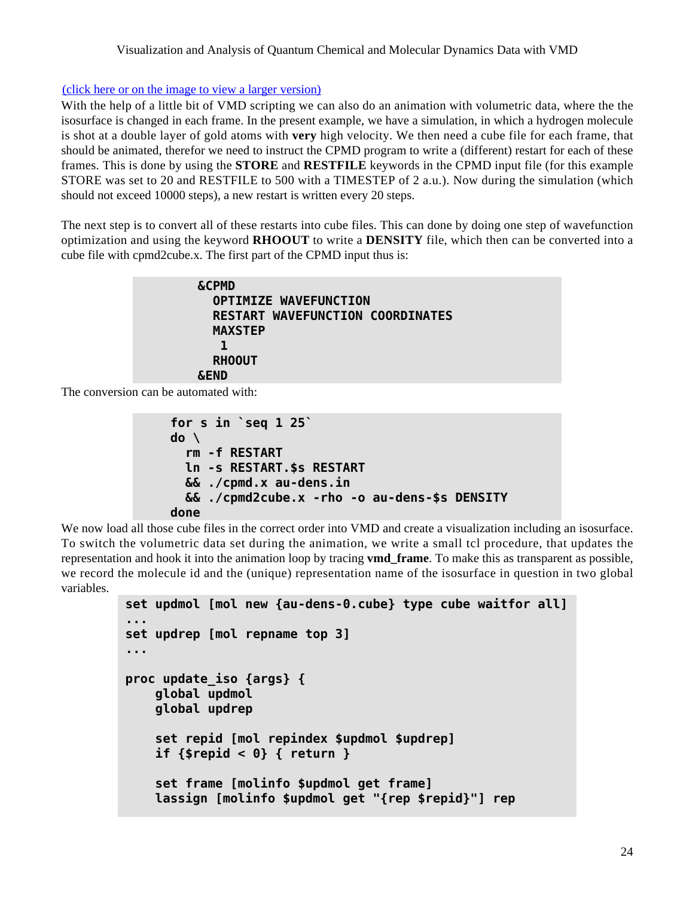[(click here or on the image to view a larger version)]

With the help of a little bit of VMD scripting we can also do an animation with volumetric data, where the the isosurface is changed in each frame. In the present example, we have a simulation, in which a hydrogen molecule is shot at a double layer of gold atoms with **very** high velocity. We then need a cube file for each frame, that should be animated, therefor we need to instruct the CPMD program to write a (different) restart for each of these frames. This is done by using the **STORE** and **RESTFILE** keywords in the CPMD input file (for this example STORE was set to 20 and RESTFILE to 500 with a TIMESTEP of 2 a.u.). Now during the simulation (which should not exceed 10000 steps), a new restart is written every 20 steps.

The next step is to convert all of these restarts into cube files. This can done by doing one step of wavefunction optimization and using the keyword **RHOOUT** to write a **DENSITY** file, which then can be converted into a cube file with cpmd2cube.x. The first part of the CPMD input thus is:

```
&CPMD
  OPTIMIZE WAVEFUNCTION
  RESTART WAVEFUNCTION COORDINATES
  MAXSTEP
   1
  RHOOUT
&END
```

The conversion can be automated with:

```
for s in `seq 1 25`
do \
  rm -f RESTART
  ln -s RESTART.$s RESTART
  && ./cpmd.x au-dens.in
  && ./cpmd2cube.x -rho -o au-dens-$s DENSITY
done
```

We now load all those cube files in the correct order into VMD and create a visualization including an isosurface. To switch the volumetric data set during the animation, we write a small tcl procedure, that updates the representation and hook it into the animation loop by tracing **vmd_frame**. To make this as transparent as possible, we record the molecule id and the (unique) representation name of the isosurface in question in two global variables.

```
set updmol [mol new {au-dens-0.cube} type cube waitfor all]
...
set updrep [mol repname top 3]
...

proc update_iso {args} {
    global updmol
    global updrep

    set repid [mol repindex $updmol $updrep]
    if {$repid < 0} { return }

    set frame [molinfo $updmol get frame]
    lassign [molinfo $updmol get "{rep $repid}"] rep
```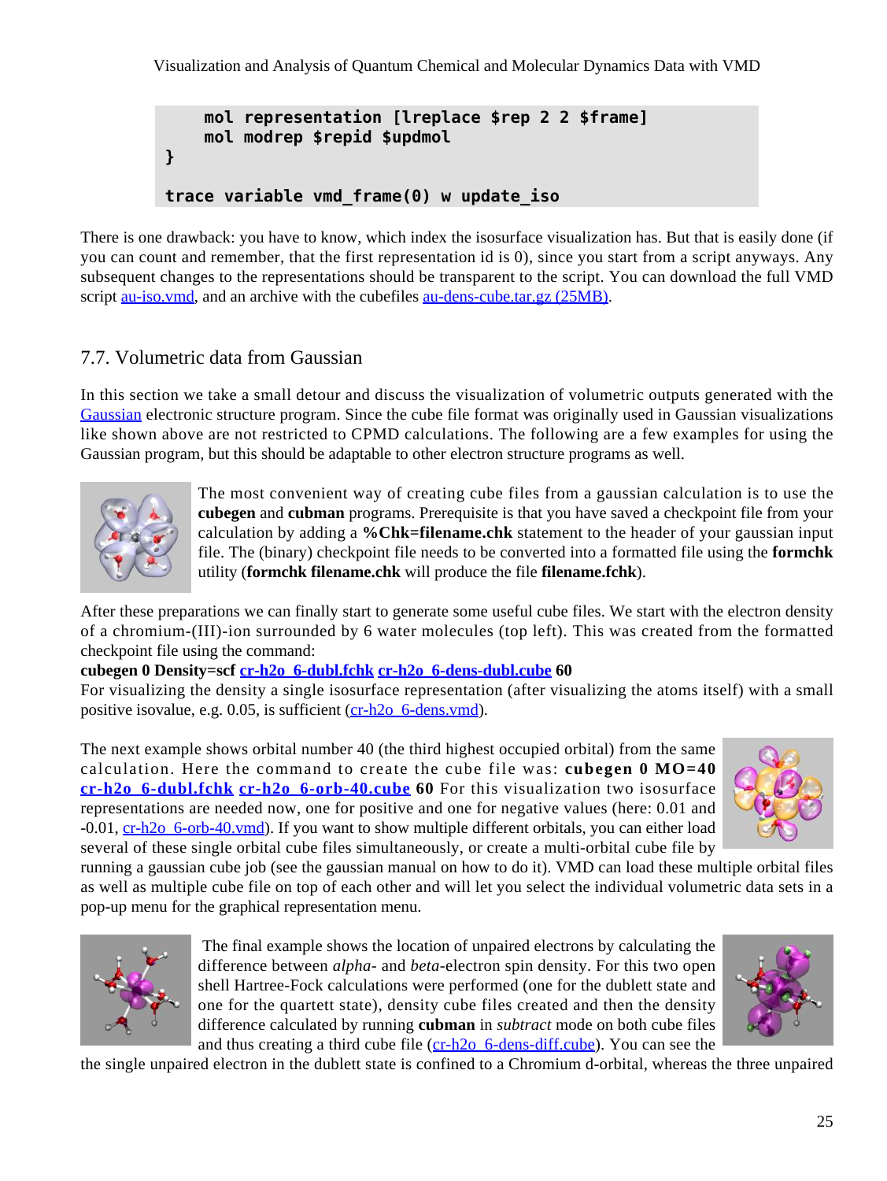```
    mol representation [lreplace $rep 2 2 $frame]
    mol modrep $repid $updmol
}

trace variable vmd_frame(0) w update_iso
```

There is one drawback: you have to know, which index the isosurface visualization has. But that is easily done (if you can count and remember, that the first representation id is 0), since you start from a script anyways. Any subsequent changes to the representations should be transparent to the script. You can download the full VMD script au-iso.vmd, and an archive with the cubefiles au-dens-cube.tar.gz (25MB).

## 7.7. Volumetric data from Gaussian

In this section we take a small detour and discuss the visualization of volumetric outputs generated with the Gaussian electronic structure program. Since the cube file format was originally used in Gaussian visualizations like shown above are not restricted to CPMD calculations. The following are a few examples for using the Gaussian program, but this should be adaptable to other electron structure programs as well.

The most convenient way of creating cube files from a gaussian calculation is to use the **cubegen** and **cubman** programs. Prerequisite is that you have saved a checkpoint file from your calculation by adding a **%Chk=filename.chk** statement to the header of your gaussian input file. The (binary) checkpoint file needs to be converted into a formatted file using the **formchk** utility (**formchk filename.chk** will produce the file **filename.fchk**).

After these preparations we can finally start to generate some useful cube files. We start with the electron density of a chromium-(III)-ion surrounded by 6 water molecules (top left). This was created from the formatted checkpoint file using the command:

**cubegen 0 Density=scf cr-h2o_6-dubl.fchk cr-h2o_6-dens-dubl.cube 60**

For visualizing the density a single isosurface representation (after visualizing the atoms itself) with a small positive isovalue, e.g. 0.05, is sufficient (cr-h2o_6-dens.vmd).

The next example shows orbital number 40 (the third highest occupied orbital) from the same calculation. Here the command to create the cube file was: **cubegen 0 MO=40 cr-h2o_6-dubl.fchk cr-h2o_6-orb-40.cube 60** For this visualization two isosurface representations are needed now, one for positive and one for negative values (here: 0.01 and -0.01, cr-h2o_6-orb-40.vmd). If you want to show multiple different orbitals, you can either load several of these single orbital cube files simultaneously, or create a multi-orbital cube file by running a gaussian cube job (see the gaussian manual on how to do it). VMD can load these multiple orbital files as well as multiple cube file on top of each other and will let you select the individual volumetric data sets in a pop-up menu for the graphical representation menu.

The final example shows the location of unpaired electrons by calculating the difference between *alpha*- and *beta*-electron spin density. For this two open shell Hartree-Fock calculations were performed (one for the dublett state and one for the quartett state), density cube files created and then the density difference calculated by running **cubman** in *subtract* mode on both cube files and thus creating a third cube file (cr-h2o_6-dens-diff.cube). You can see the the single unpaired electron in the dublett state is confined to a Chromium d-orbital, whereas the three unpaired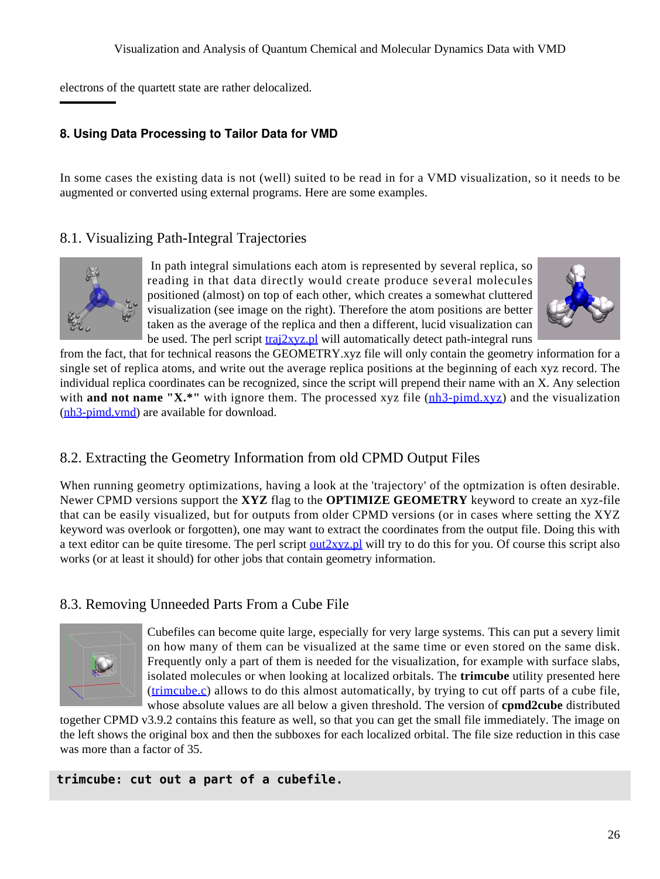electrons of the quartett state are rather delocalized.

## 8. Using Data Processing to Tailor Data for VMD

In some cases the existing data is not (well) suited to be read in for a VMD visualization, so it needs to be augmented or converted using external programs. Here are some examples.

### 8.1. Visualizing Path-Integral Trajectories

In path integral simulations each atom is represented by several replica, so reading in that data directly would create produce several molecules positioned (almost) on top of each other, which creates a somewhat cluttered visualization (see image on the right). Therefore the atom positions are better taken as the average of the replica and then a different, lucid visualization can be used. The perl script traj2xyz.pl will automatically detect path-integral runs from the fact, that for technical reasons the GEOMETRY.xyz file will only contain the geometry information for a single set of replica atoms, and write out the average replica positions at the beginning of each xyz record. The individual replica coordinates can be recognized, since the script will prepend their name with an X. Any selection with **and not name "X.*"** with ignore them. The processed xyz file (nh3-pimd.xyz) and the visualization (nh3-pimd.vmd) are available for download.

### 8.2. Extracting the Geometry Information from old CPMD Output Files

When running geometry optimizations, having a look at the 'trajectory' of the optmization is often desirable. Newer CPMD versions support the **XYZ** flag to the **OPTIMIZE GEOMETRY** keyword to create an xyz-file that can be easily visualized, but for outputs from older CPMD versions (or in cases where setting the XYZ keyword was overlook or forgotten), one may want to extract the coordinates from the output file. Doing this with a text editor can be quite tiresome. The perl script out2xyz.pl will try to do this for you. Of course this script also works (or at least it should) for other jobs that contain geometry information.

### 8.3. Removing Unneeded Parts From a Cube File

Cubefiles can become quite large, especially for very large systems. This can put a severy limit on how many of them can be visualized at the same time or even stored on the same disk. Frequently only a part of them is needed for the visualization, for example with surface slabs, isolated molecules or when looking at localized orbitals. The **trimcube** utility presented here (trimcube.c) allows to do this almost automatically, by trying to cut off parts of a cube file, whose absolute values are all below a given threshold. The version of **cpmd2cube** distributed together CPMD v3.9.2 contains this feature as well, so that you can get the small file immediately. The image on the left shows the original box and then the subboxes for each localized orbital. The file size reduction in this case was more than a factor of 35.

```
trimcube: cut out a part of a cubefile.
```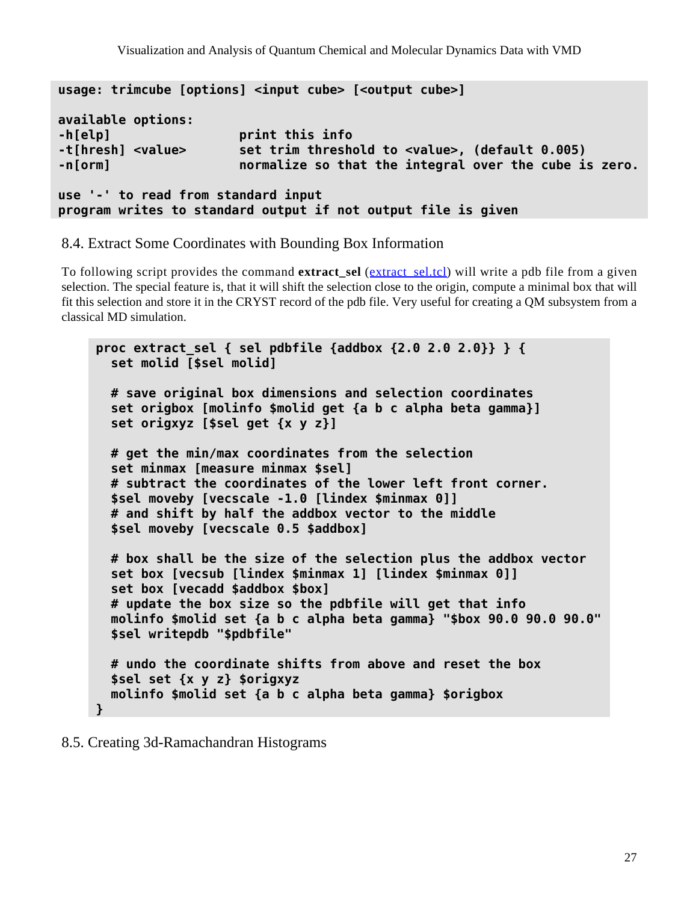```
usage: trimcube [options] <input cube> [<output cube>]

available options:
-h[elp]                 print this info
-t[hresh] <value>       set trim threshold to <value>, (default 0.005)
-n[orm]                 normalize so that the integral over the cube is zero.

use '-' to read from standard input
program writes to standard output if not output file is given
```

## 8.4. Extract Some Coordinates with Bounding Box Information

To following script provides the command **extract_sel** ([extract_sel.tcl](extract_sel.tcl)) will write a pdb file from a given selection. The special feature is, that it will shift the selection close to the origin, compute a minimal box that will fit this selection and store it in the CRYST record of the pdb file. Very useful for creating a QM subsystem from a classical MD simulation.

```
proc extract_sel { sel pdbfile {addbox {2.0 2.0 2.0}} } {
  set molid [$sel molid]

  # save original box dimensions and selection coordinates
  set origbox [molinfo $molid get {a b c alpha beta gamma}]
  set origxyz [$sel get {x y z}]

  # get the min/max coordinates from the selection
  set minmax [measure minmax $sel]
  # subtract the coordinates of the lower left front corner.
  $sel moveby [vecscale -1.0 [lindex $minmax 0]]
  # and shift by half the addbox vector to the middle
  $sel moveby [vecscale 0.5 $addbox]

  # box shall be the size of the selection plus the addbox vector
  set box [vecsub [lindex $minmax 1] [lindex $minmax 0]]
  set box [vecadd $addbox $box]
  # update the box size so the pdbfile will get that info
  molinfo $molid set {a b c alpha beta gamma} "$box 90.0 90.0 90.0"
  $sel writepdb "$pdbfile"

  # undo the coordinate shifts from above and reset the box
  $sel set {x y z} $origxyz
  molinfo $molid set {a b c alpha beta gamma} $origbox
}
```

## 8.5. Creating 3d-Ramachandran Histograms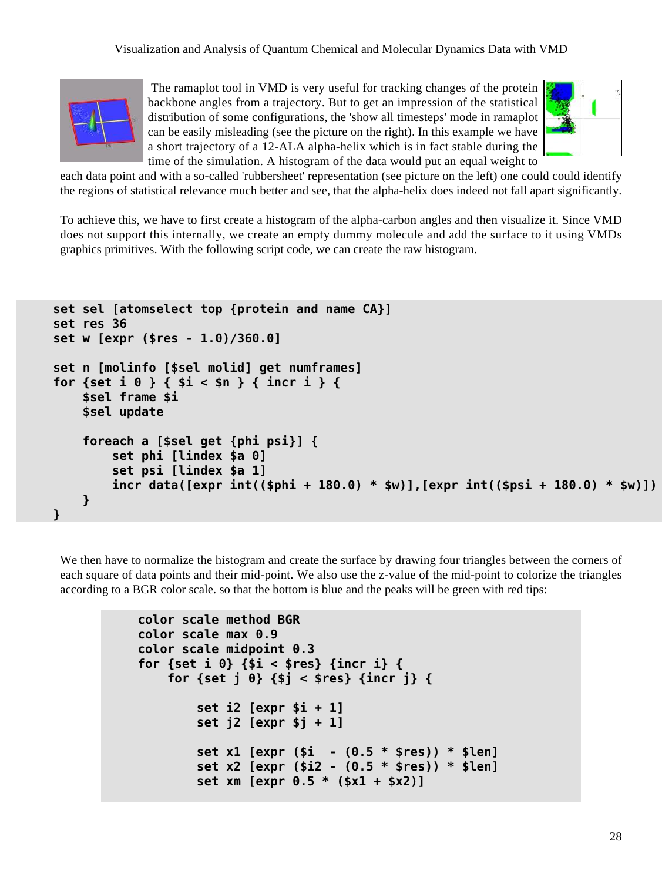The ramaplot tool in VMD is very useful for tracking changes of the protein backbone angles from a trajectory. But to get an impression of the statistical distribution of some configurations, the 'show all timesteps' mode in ramaplot can be easily misleading (see the picture on the right). In this example we have a short trajectory of a 12-ALA alpha-helix which is in fact stable during the time of the simulation. A histogram of the data would put an equal weight to each data point and with a so-called 'rubbersheet' representation (see picture on the left) one could could identify the regions of statistical relevance much better and see, that the alpha-helix does indeed not fall apart significantly.

To achieve this, we have to first create a histogram of the alpha-carbon angles and then visualize it. Since VMD does not support this internally, we create an empty dummy molecule and add the surface to it using VMDs graphics primitives. With the following script code, we can create the raw histogram.

```
set sel [atomselect top {protein and name CA}]
set res 36
set w [expr ($res - 1.0)/360.0]

set n [molinfo [$sel molid] get numframes]
for {set i 0 } { $i < $n } { incr i } {
    $sel frame $i
    $sel update

    foreach a [$sel get {phi psi}] {
        set phi [lindex $a 0]
        set psi [lindex $a 1]
        incr data([expr int(($phi + 180.0) * $w)],[expr int(($psi + 180.0) * $w)])
    }
}
```

We then have to normalize the histogram and create the surface by drawing four triangles between the corners of each square of data points and their mid-point. We also use the z-value of the mid-point to colorize the triangles according to a BGR color scale. so that the bottom is blue and the peaks will be green with red tips:

```
color scale method BGR
color scale max 0.9
color scale midpoint 0.3
for {set i 0} {$i < $res} {incr i} {
    for {set j 0} {$j < $res} {incr j} {

        set i2 [expr $i + 1]
        set j2 [expr $j + 1]

        set x1 [expr ($i  - (0.5 * $res)) * $len]
        set x2 [expr ($i2 - (0.5 * $res)) * $len]
        set xm [expr 0.5 * ($x1 + $x2)]
```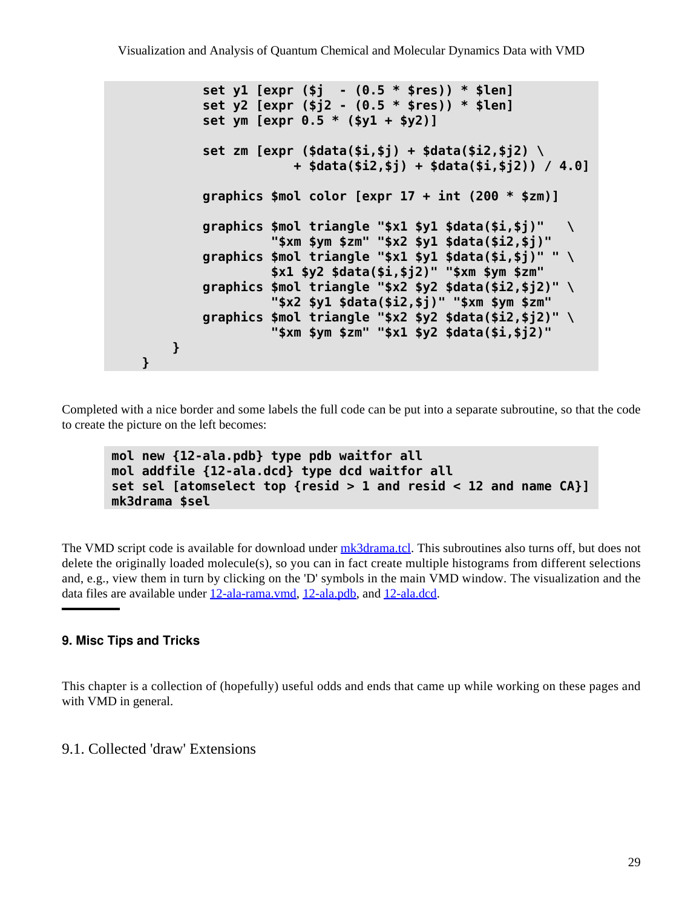```
            set y1 [expr ($j  - (0.5 * $res)) * $len]
            set y2 [expr ($j2 - (0.5 * $res)) * $len]
            set ym [expr 0.5 * ($y1 + $y2)]

            set zm [expr ($data($i,$j) + $data($i2,$j2) \
                         + $data($i2,$j) + $data($i,$j2)) / 4.0]

            graphics $mol color [expr 17 + int (200 * $zm)]

            graphics $mol triangle "$x1 $y1 $data($i,$j)"   \
                     "$xm $ym $zm" "$x2 $y1 $data($i2,$j)"
            graphics $mol triangle "$x1 $y1 $data($i,$j)" " \
                     $x1 $y2 $data($i,$j2)" "$xm $ym $zm"
            graphics $mol triangle "$x2 $y2 $data($i2,$j2)" \
                     "$x2 $y1 $data($i2,$j)" "$xm $ym $zm"
            graphics $mol triangle "$x2 $y2 $data($i2,$j2)" \
                     "$xm $ym $zm" "$x1 $y2 $data($i,$j2)"
        }
    }
```

Completed with a nice border and some labels the full code can be put into a separate subroutine, so that the code to create the picture on the left becomes:

```
mol new {12-ala.pdb} type pdb waitfor all
mol addfile {12-ala.dcd} type dcd waitfor all
set sel [atomselect top {resid > 1 and resid < 12 and name CA}]
mk3drama $sel
```

The VMD script code is available for download under mk3drama.tcl. This subroutines also turns off, but does not delete the originally loaded molecule(s), so you can in fact create multiple histograms from different selections and, e.g., view them in turn by clicking on the 'D' symbols in the main VMD window. The visualization and the data files are available under 12-ala-rama.vmd, 12-ala.pdb, and 12-ala.dcd.

---

## 9. Misc Tips and Tricks

This chapter is a collection of (hopefully) useful odds and ends that came up while working on these pages and with VMD in general.

### 9.1. Collected 'draw' Extensions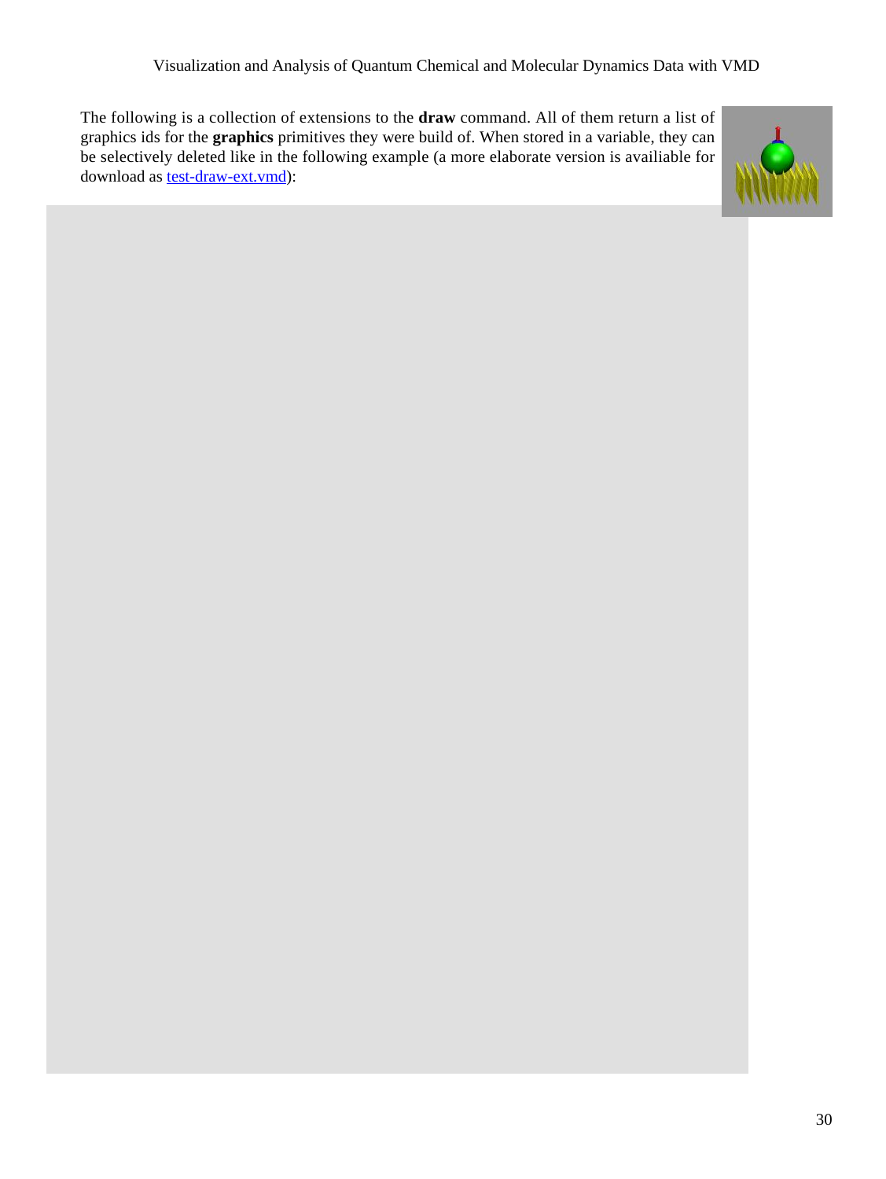The following is a collection of extensions to the **draw** command. All of them return a list of graphics ids for the **graphics** primitives they were build of. When stored in a variable, they can be selectively deleted like in the following example (a more elaborate version is availiable for download as [test-draw-ext.vmd](test-draw-ext.vmd)):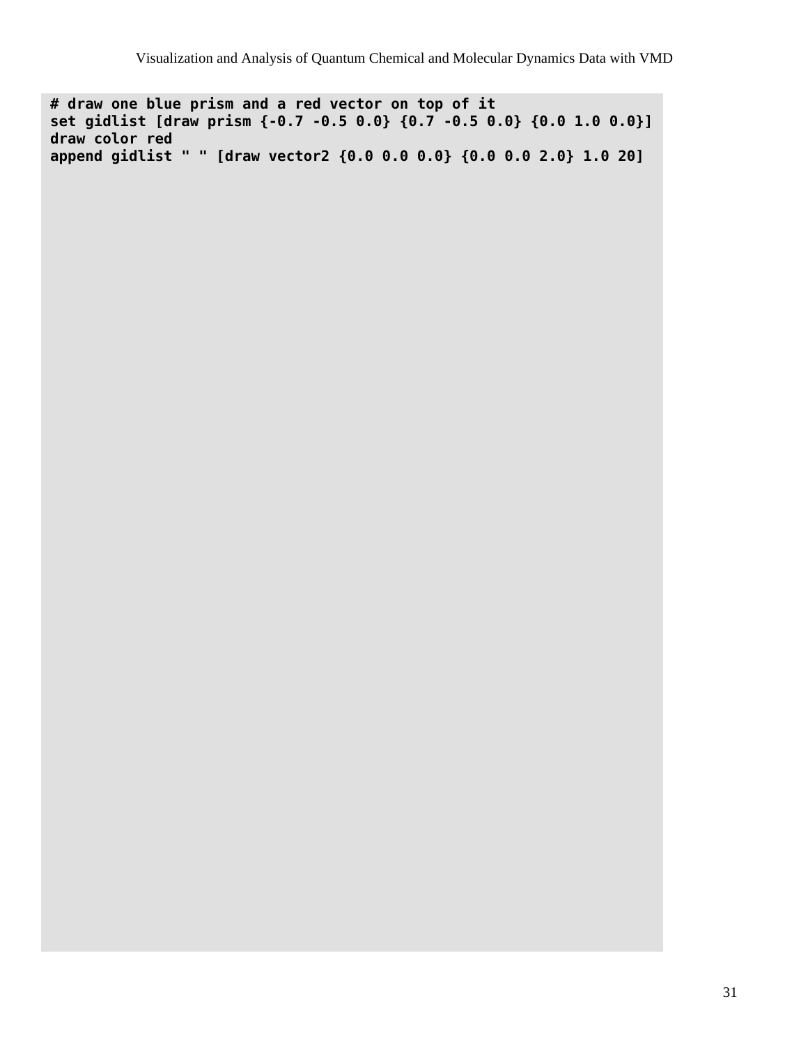```
# draw one blue prism and a red vector on top of it
set gidlist [draw prism {-0.7 -0.5 0.0} {0.7 -0.5 0.0} {0.0 1.0 0.0}]
draw color red
append gidlist " " [draw vector2 {0.0 0.0 0.0} {0.0 0.0 2.0} 1.0 20]
```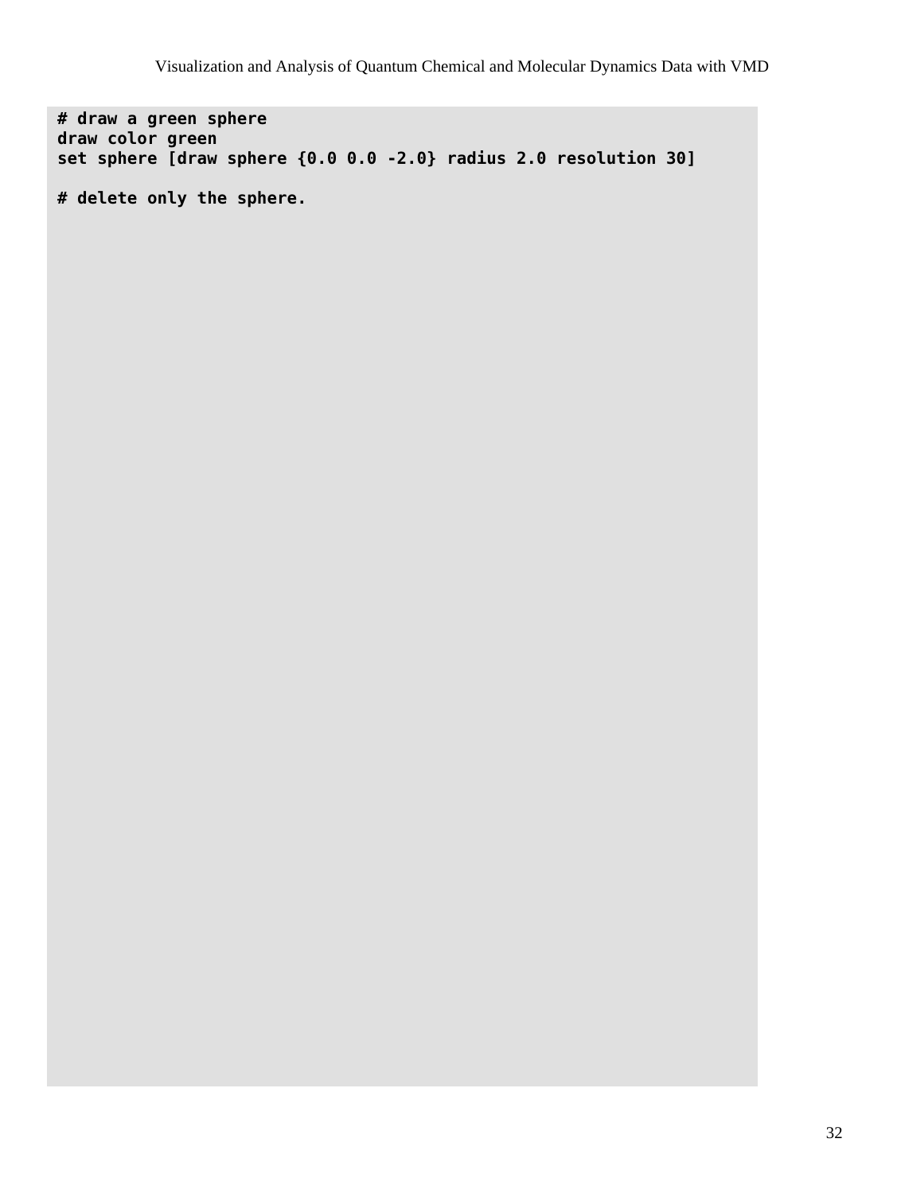```
# draw a green sphere
draw color green
set sphere [draw sphere {0.0 0.0 -2.0} radius 2.0 resolution 30]

# delete only the sphere.
```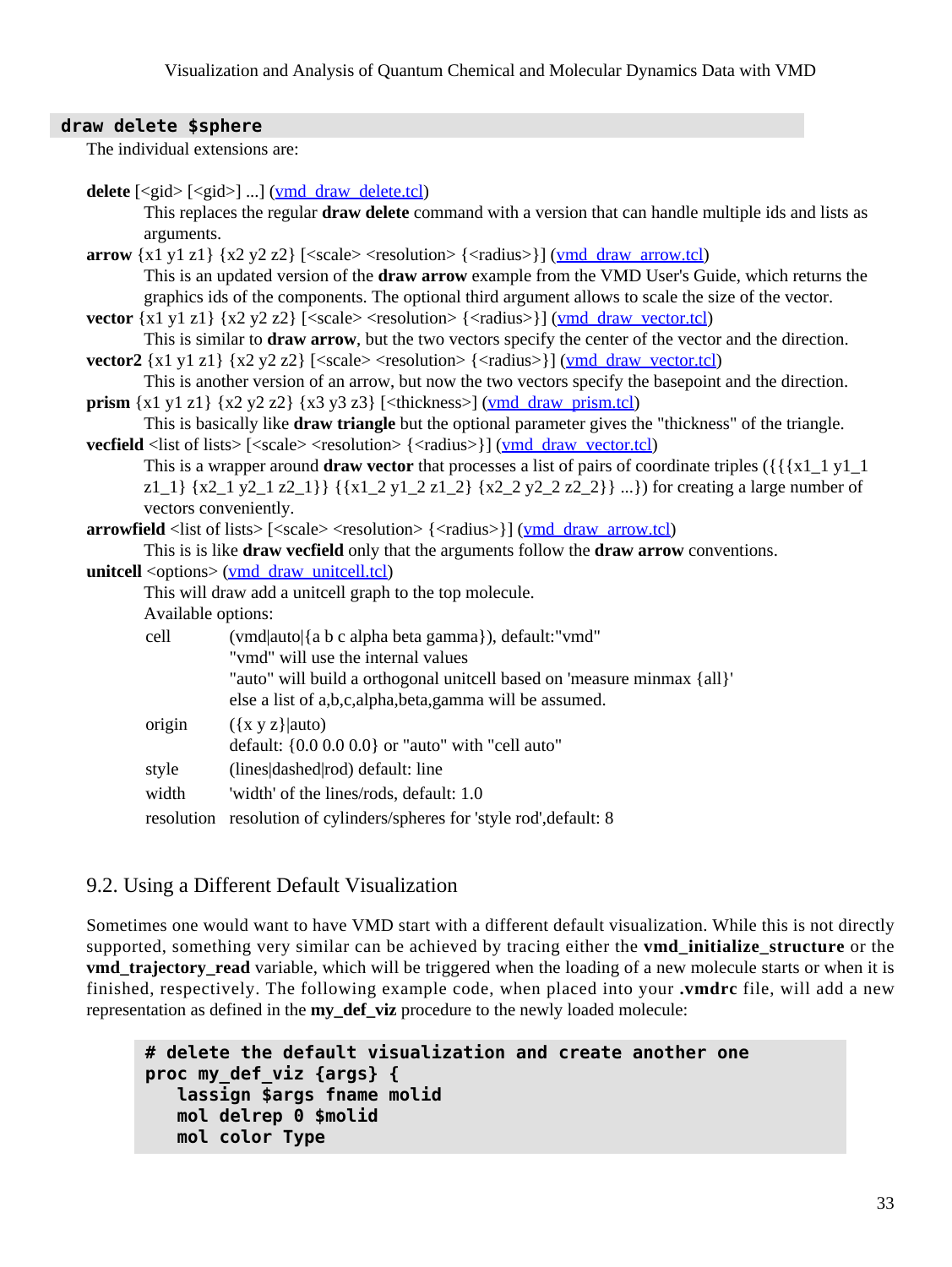```
draw delete $sphere
```

The individual extensions are:

**delete** [<gid> [<gid>] ...] (vmd_draw_delete.tcl)
: This replaces the regular **draw delete** command with a version that can handle multiple ids and lists as arguments.

**arrow** {x1 y1 z1} {x2 y2 z2} [<scale> <resolution> {<radius>}] (vmd_draw_arrow.tcl)
: This is an updated version of the **draw arrow** example from the VMD User's Guide, which returns the graphics ids of the components. The optional third argument allows to scale the size of the vector.

**vector** {x1 y1 z1} {x2 y2 z2} [<scale> <resolution> {<radius>}] (vmd_draw_vector.tcl)
: This is similar to **draw arrow**, but the two vectors specify the center of the vector and the direction.

**vector2** {x1 y1 z1} {x2 y2 z2} [<scale> <resolution> {<radius>}] (vmd_draw_vector.tcl)
: This is another version of an arrow, but now the two vectors specify the basepoint and the direction.

**prism** {x1 y1 z1} {x2 y2 z2} {x3 y3 z3} [<thickness>] (vmd_draw_prism.tcl)
: This is basically like **draw triangle** but the optional parameter gives the "thickness" of the triangle.

**vecfield** <list of lists> [<scale> <resolution> {<radius>}] (vmd_draw_vector.tcl)
: This is a wrapper around **draw vector** that processes a list of pairs of coordinate triples ({{{x1_1 y1_1 z1_1} {x2_1 y2_1 z2_1}} {{x1_2 y1_2 z1_2} {x2_2 y2_2 z2_2}} ...}) for creating a large number of vectors conveniently.

**arrowfield** <list of lists> [<scale> <resolution> {<radius>}] (vmd_draw_arrow.tcl)
: This is is like **draw vecfield** only that the arguments follow the **draw arrow** conventions.

**unitcell** <options> (vmd_draw_unitcell.tcl)
: This will draw add a unitcell graph to the top molecule.
: Available options:

| | |
|---|---|
| cell | (vmd\|auto\|{a b c alpha beta gamma}), default:"vmd"<br>"vmd" will use the internal values<br>"auto" will build a orthogonal unitcell based on 'measure minmax {all}'<br>else a list of a,b,c,alpha,beta,gamma will be assumed. |
| origin | ({x y z}\|auto)<br>default: {0.0 0.0 0.0} or "auto" with "cell auto" |
| style | (lines\|dashed\|rod) default: line |
| width | 'width' of the lines/rods, default: 1.0 |
| resolution | resolution of cylinders/spheres for 'style rod',default: 8 |

## 9.2. Using a Different Default Visualization

Sometimes one would want to have VMD start with a different default visualization. While this is not directly supported, something very similar can be achieved by tracing either the **vmd_initialize_structure** or the **vmd_trajectory_read** variable, which will be triggered when the loading of a new molecule starts or when it is finished, respectively. The following example code, when placed into your **.vmdrc** file, will add a new representation as defined in the **my_def_viz** procedure to the newly loaded molecule:

```
# delete the default visualization and create another one
proc my_def_viz {args} {
   lassign $args fname molid
   mol delrep 0 $molid
   mol color Type
```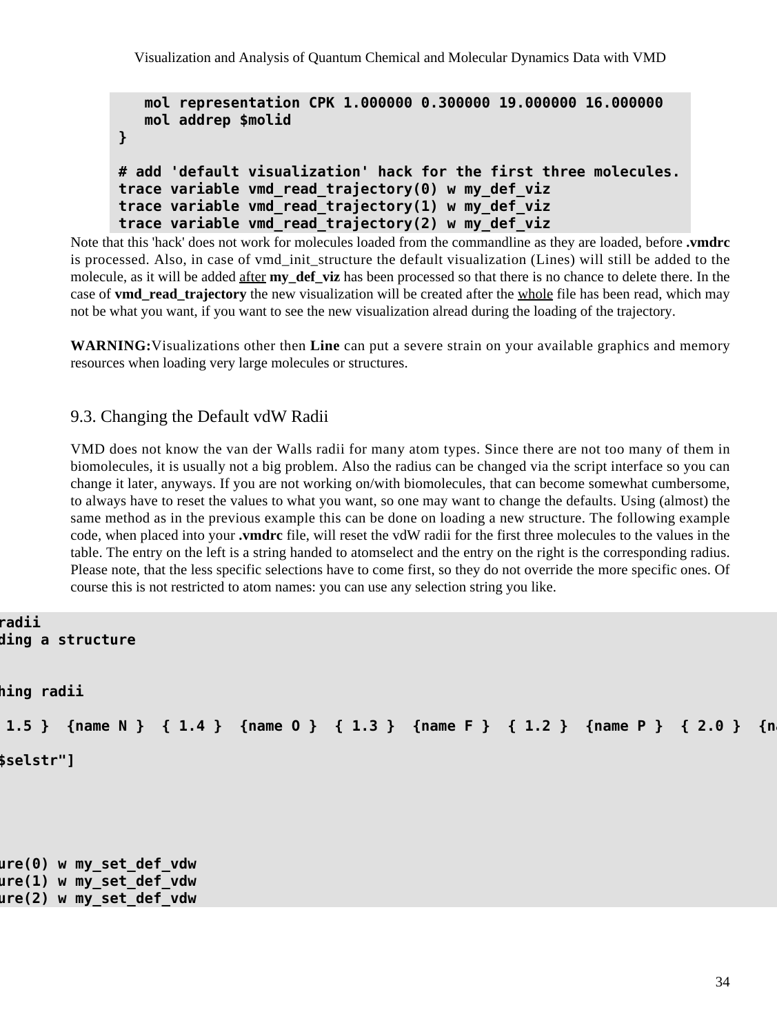```
   mol representation CPK 1.000000 0.300000 19.000000 16.000000
   mol addrep $molid
}

# add 'default visualization' hack for the first three molecules.
trace variable vmd_read_trajectory(0) w my_def_viz
trace variable vmd_read_trajectory(1) w my_def_viz
trace variable vmd_read_trajectory(2) w my_def_viz
```

Note that this 'hack' does not work for molecules loaded from the commandline as they are loaded, before **.vmdrc** is processed. Also, in case of vmd_init_structure the default visualization (Lines) will still be added to the molecule, as it will be added after **my_def_viz** has been processed so that there is no chance to delete there. In the case of **vmd_read_trajectory** the new visualization will be created after the whole file has been read, which may not be what you want, if you want to see the new visualization alread during the loading of the trajectory.

**WARNING:**Visualizations other then **Line** can put a severe strain on your available graphics and memory resources when loading very large molecules or structures.

## 9.3. Changing the Default vdW Radii

VMD does not know the van der Walls radii for many atom types. Since there are not too many of them in biomolecules, it is usually not a big problem. Also the radius can be changed via the script interface so you can change it later, anyways. If you are not working on/with biomolecules, that can become somewhat cumbersome, to always have to reset the values to what you want, so one may want to change the defaults. Using (almost) the same method as in the previous example this can be done on loading a new structure. The following example code, when placed into your **.vmdrc** file, will reset the vdW radii for the first three molecules to the values in the table. The entry on the left is a string handed to atomselect and the entry on the right is the corresponding radius. Please note, that the less specific selections have to come first, so they do not override the more specific ones. Of course this is not restricted to atom names: you can use any selection string you like.

```
radii
ding a structure


hing radii

 1.5 }  {name N }  { 1.4 }  {name O }  { 1.3 }  {name F }  { 1.2 }  {name P }  { 2.0 }  {na

$selstr"]





ure(0) w my_set_def_vdw
ure(1) w my_set_def_vdw
ure(2) w my_set_def_vdw
```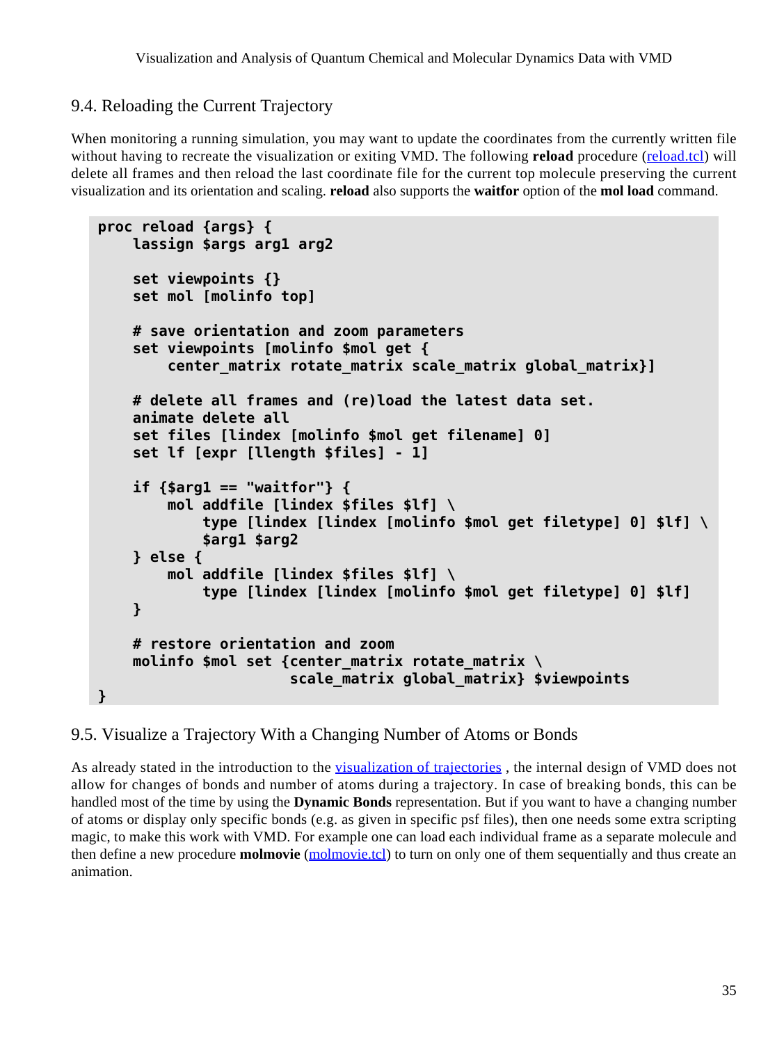## 9.4. Reloading the Current Trajectory

When monitoring a running simulation, you may want to update the coordinates from the currently written file without having to recreate the visualization or exiting VMD. The following **reload** procedure (reload.tcl) will delete all frames and then reload the last coordinate file for the current top molecule preserving the current visualization and its orientation and scaling. **reload** also supports the **waitfor** option of the **mol load** command.

```
proc reload {args} {
    lassign $args arg1 arg2

    set viewpoints {}
    set mol [molinfo top]

    # save orientation and zoom parameters
    set viewpoints [molinfo $mol get {
        center_matrix rotate_matrix scale_matrix global_matrix}]

    # delete all frames and (re)load the latest data set.
    animate delete all
    set files [lindex [molinfo $mol get filename] 0]
    set lf [expr [llength $files] - 1]

    if {$arg1 == "waitfor"} {
        mol addfile [lindex $files $lf] \
            type [lindex [lindex [molinfo $mol get filetype] 0] $lf] \
            $arg1 $arg2
    } else {
        mol addfile [lindex $files $lf] \
            type [lindex [lindex [molinfo $mol get filetype] 0] $lf]
    }

    # restore orientation and zoom
    molinfo $mol set {center_matrix rotate_matrix \
                      scale_matrix global_matrix} $viewpoints
}
```

## 9.5. Visualize a Trajectory With a Changing Number of Atoms or Bonds

As already stated in the introduction to the visualization of trajectories , the internal design of VMD does not allow for changes of bonds and number of atoms during a trajectory. In case of breaking bonds, this can be handled most of the time by using the **Dynamic Bonds** representation. But if you want to have a changing number of atoms or display only specific bonds (e.g. as given in specific psf files), then one needs some extra scripting magic, to make this work with VMD. For example one can load each individual frame as a separate molecule and then define a new procedure **molmovie** (molmovie.tcl) to turn on only one of them sequentially and thus create an animation.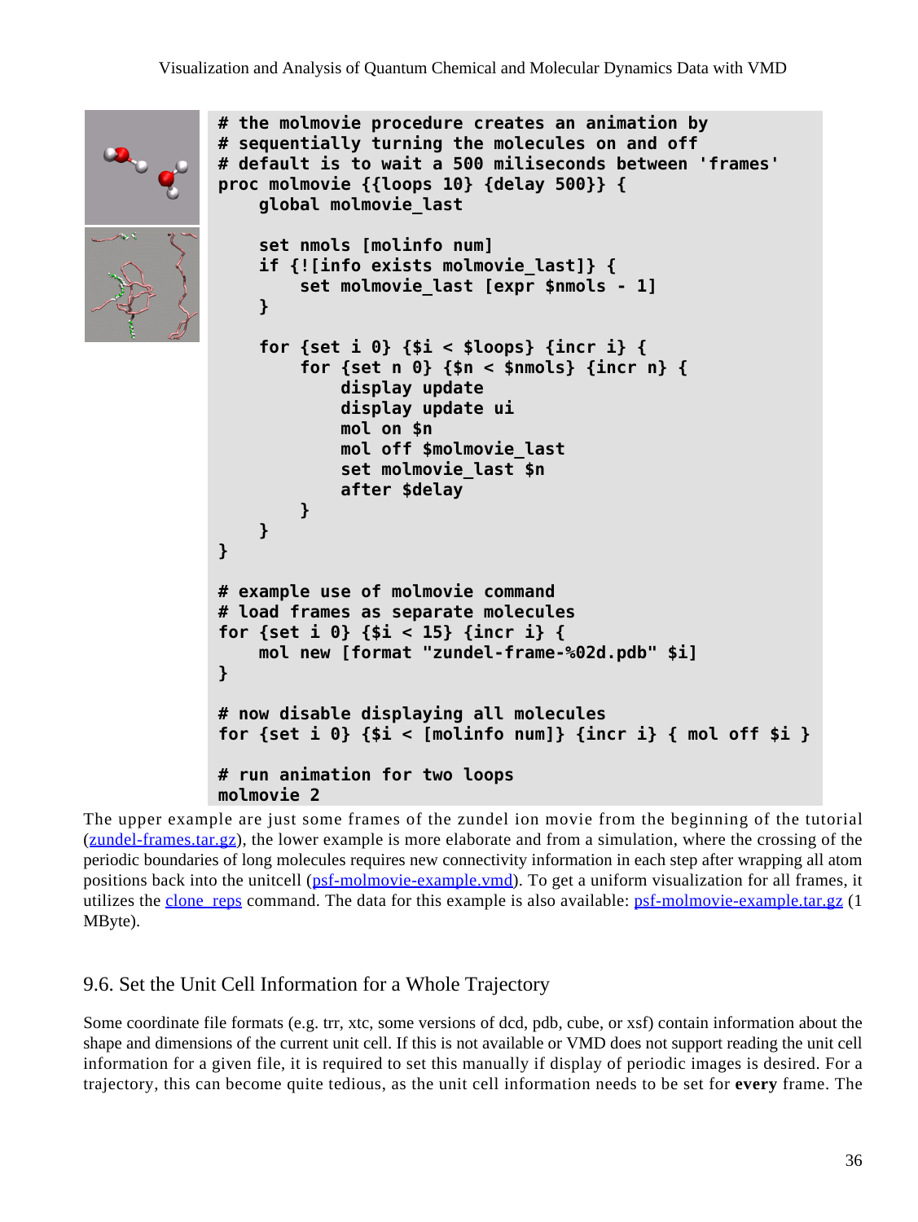```
# the molmovie procedure creates an animation by
# sequentially turning the molecules on and off
# default is to wait a 500 miliseconds between 'frames'
proc molmovie {{loops 10} {delay 500}} {
    global molmovie_last

    set nmols [molinfo num]
    if {![info exists molmovie_last]} {
        set molmovie_last [expr $nmols - 1]
    }

    for {set i 0} {$i < $loops} {incr i} {
        for {set n 0} {$n < $nmols} {incr n} {
            display update
            display update ui
            mol on $n
            mol off $molmovie_last
            set molmovie_last $n
            after $delay
        }
    }
}

# example use of molmovie command
# load frames as separate molecules
for {set i 0} {$i < 15} {incr i} {
    mol new [format "zundel-frame-%02d.pdb" $i]
}

# now disable displaying all molecules
for {set i 0} {$i < [molinfo num]} {incr i} { mol off $i }

# run animation for two loops
molmovie 2
```

The upper example are just some frames of the zundel ion movie from the beginning of the tutorial (zundel-frames.tar.gz), the lower example is more elaborate and from a simulation, where the crossing of the periodic boundaries of long molecules requires new connectivity information in each step after wrapping all atom positions back into the unitcell (psf-molmovie-example.vmd). To get a uniform visualization for all frames, it utilizes the clone_reps command. The data for this example is also available: psf-molmovie-example.tar.gz (1 MByte).

## 9.6. Set the Unit Cell Information for a Whole Trajectory

Some coordinate file formats (e.g. trr, xtc, some versions of dcd, pdb, cube, or xsf) contain information about the shape and dimensions of the current unit cell. If this is not available or VMD does not support reading the unit cell information for a given file, it is required to set this manually if display of periodic images is desired. For a trajectory, this can become quite tedious, as the unit cell information needs to be set for **every** frame. The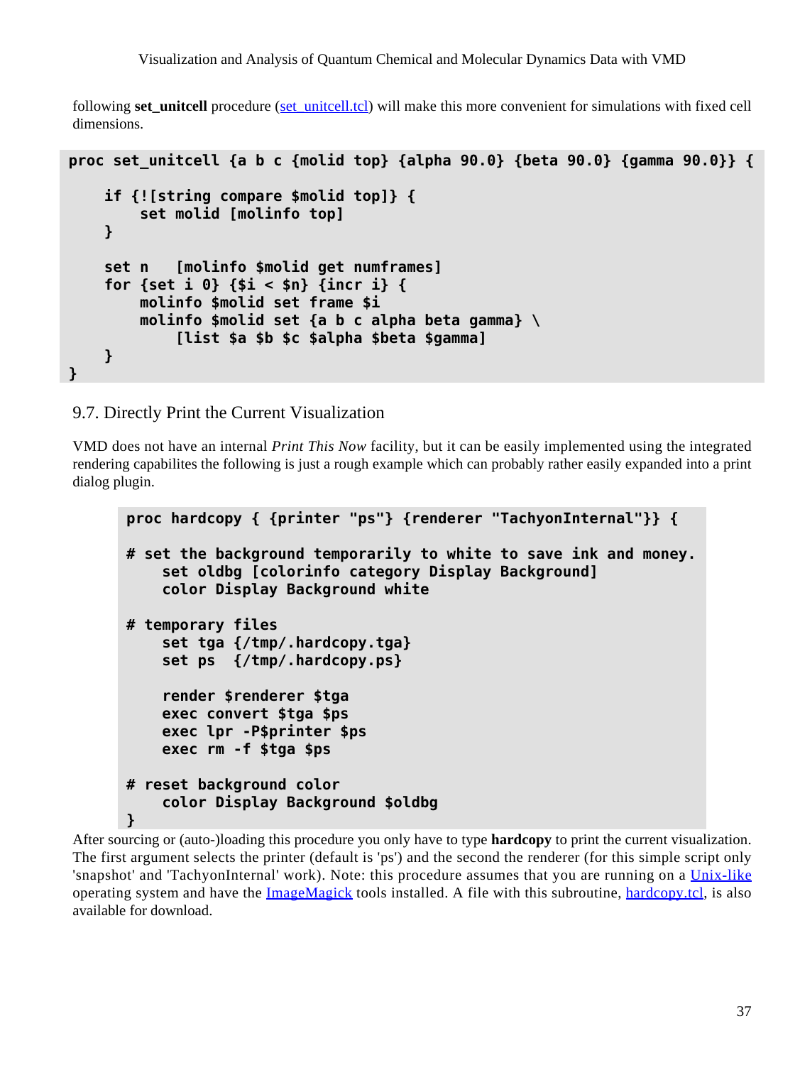following **set_unitcell** procedure (set_unitcell.tcl) will make this more convenient for simulations with fixed cell dimensions.

```
proc set_unitcell {a b c {molid top} {alpha 90.0} {beta 90.0} {gamma 90.0}} {

    if {![string compare $molid top]} {
        set molid [molinfo top]
    }

    set n   [molinfo $molid get numframes]
    for {set i 0} {$i < $n} {incr i} {
        molinfo $molid set frame $i
        molinfo $molid set {a b c alpha beta gamma} \
            [list $a $b $c $alpha $beta $gamma]
    }
}
```

## 9.7. Directly Print the Current Visualization

VMD does not have an internal *Print This Now* facility, but it can be easily implemented using the integrated rendering capabilites the following is just a rough example which can probably rather easily expanded into a print dialog plugin.

```
proc hardcopy { {printer "ps"} {renderer "TachyonInternal"}} {

# set the background temporarily to white to save ink and money.
    set oldbg [colorinfo category Display Background]
    color Display Background white

# temporary files
    set tga {/tmp/.hardcopy.tga}
    set ps  {/tmp/.hardcopy.ps}

    render $renderer $tga
    exec convert $tga $ps
    exec lpr -P$printer $ps
    exec rm -f $tga $ps

# reset background color
    color Display Background $oldbg
}
```

After sourcing or (auto-)loading this procedure you only have to type **hardcopy** to print the current visualization. The first argument selects the printer (default is 'ps') and the second the renderer (for this simple script only 'snapshot' and 'TachyonInternal' work). Note: this procedure assumes that you are running on a Unix-like operating system and have the ImageMagick tools installed. A file with this subroutine, hardcopy.tcl, is also available for download.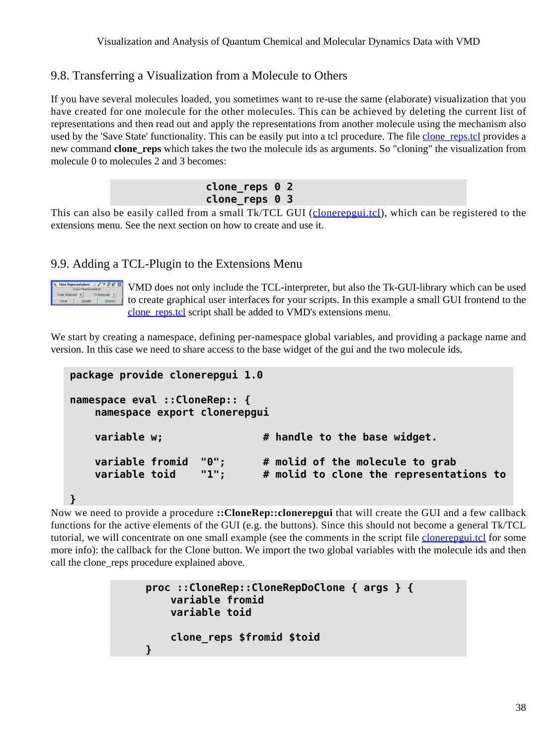## 9.8. Transferring a Visualization from a Molecule to Others

If you have several molecules loaded, you sometimes want to re-use the same (elaborate) visualization that you have created for one molecule for the other molecules. This can be achieved by deleting the current list of representations and then read out and apply the representations from another molecule using the mechanism also used by the 'Save State' functionality. This can be easily put into a tcl procedure. The file clone_reps.tcl provides a new command **clone_reps** which takes the two the molecule ids as arguments. So "cloning" the visualization from molecule 0 to molecules 2 and 3 becomes:

```
clone_reps 0 2
clone_reps 0 3
```

This can also be easily called from a small Tk/TCL GUI (clonerepgui.tcl), which can be registered to the extensions menu. See the next section on how to create and use it.

## 9.9. Adding a TCL-Plugin to the Extensions Menu

VMD does not only include the TCL-interpreter, but also the Tk-GUI-library which can be used to create graphical user interfaces for your scripts. In this example a small GUI frontend to the clone_reps.tcl script shall be added to VMD's extensions menu.

We start by creating a namespace, defining per-namespace global variables, and providing a package name and version. In this case we need to share access to the base widget of the gui and the two molecule ids.

```
package provide clonerepgui 1.0

namespace eval ::CloneRep:: {
    namespace export clonerepgui

    variable w;                 # handle to the base widget.

    variable fromid  "0";       # molid of the molecule to grab
    variable toid    "1";       # molid to clone the representations to

}
```

Now we need to provide a procedure **::CloneRep::clonerepgui** that will create the GUI and a few callback functions for the active elements of the GUI (e.g. the buttons). Since this should not become a general Tk/TCL tutorial, we will concentrate on one small example (see the comments in the script file clonerepgui.tcl for some more info): the callback for the Clone button. We import the two global variables with the molecule ids and then call the clone_reps procedure explained above.

```
proc ::CloneRep::CloneRepDoClone { args } {
    variable fromid
    variable toid

    clone_reps $fromid $toid
}
```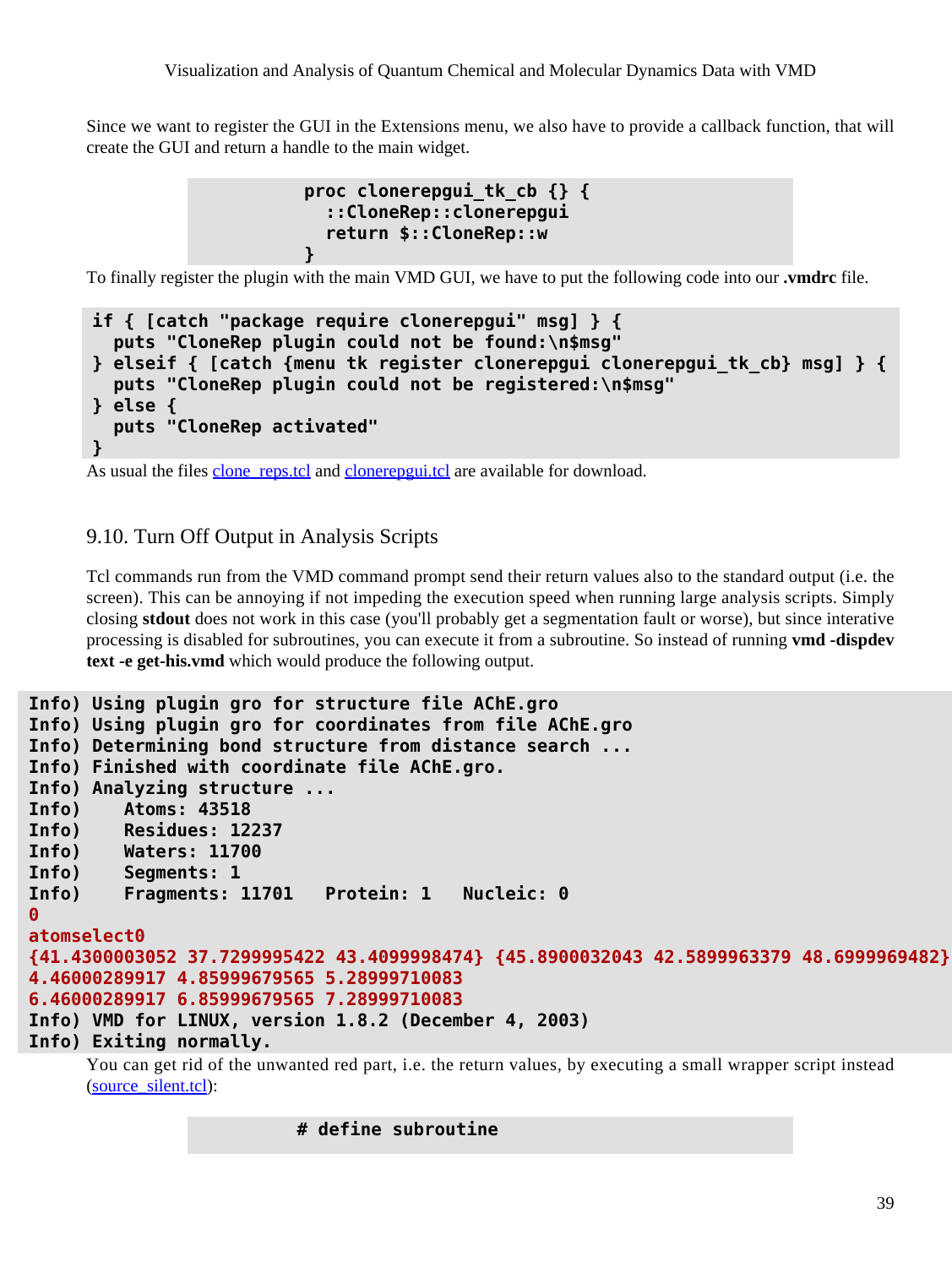Since we want to register the GUI in the Extensions menu, we also have to provide a callback function, that will create the GUI and return a handle to the main widget.

```
proc clonerepgui_tk_cb {} {
  ::CloneRep::clonerepgui
  return $::CloneRep::w
}
```

To finally register the plugin with the main VMD GUI, we have to put the following code into our **.vmdrc** file.

```
if { [catch "package require clonerepgui" msg] } {
  puts "CloneRep plugin could not be found:\n$msg"
} elseif { [catch {menu tk register clonerepgui clonerepgui_tk_cb} msg] } {
  puts "CloneRep plugin could not be registered:\n$msg"
} else {
  puts "CloneRep activated"
}
```

As usual the files clone_reps.tcl and clonerepgui.tcl are available for download.

## 9.10. Turn Off Output in Analysis Scripts

Tcl commands run from the VMD command prompt send their return values also to the standard output (i.e. the screen). This can be annoying if not impeding the execution speed when running large analysis scripts. Simply closing **stdout** does not work in this case (you'll probably get a segmentation fault or worse), but since interative processing is disabled for subroutines, you can execute it from a subroutine. So instead of running **vmd -dispdev text -e get-his.vmd** which would produce the following output.

```
Info) Using plugin gro for structure file AChE.gro
Info) Using plugin gro for coordinates from file AChE.gro
Info) Determining bond structure from distance search ...
Info) Finished with coordinate file AChE.gro.
Info) Analyzing structure ...
Info)    Atoms: 43518
Info)    Residues: 12237
Info)    Waters: 11700
Info)    Segments: 1
Info)    Fragments: 11701   Protein: 1   Nucleic: 0
0
atomselect0
{41.4300003052 37.7299995422 43.4099998474} {45.8900032043 42.5899963379 48.6999969482}
4.46000289917 4.85999679565 5.28999710083
6.46000289917 6.85999679565 7.28999710083
Info) VMD for LINUX, version 1.8.2 (December 4, 2003)
Info) Exiting normally.
```

You can get rid of the unwanted red part, i.e. the return values, by executing a small wrapper script instead (source_silent.tcl):

```
# define subroutine
```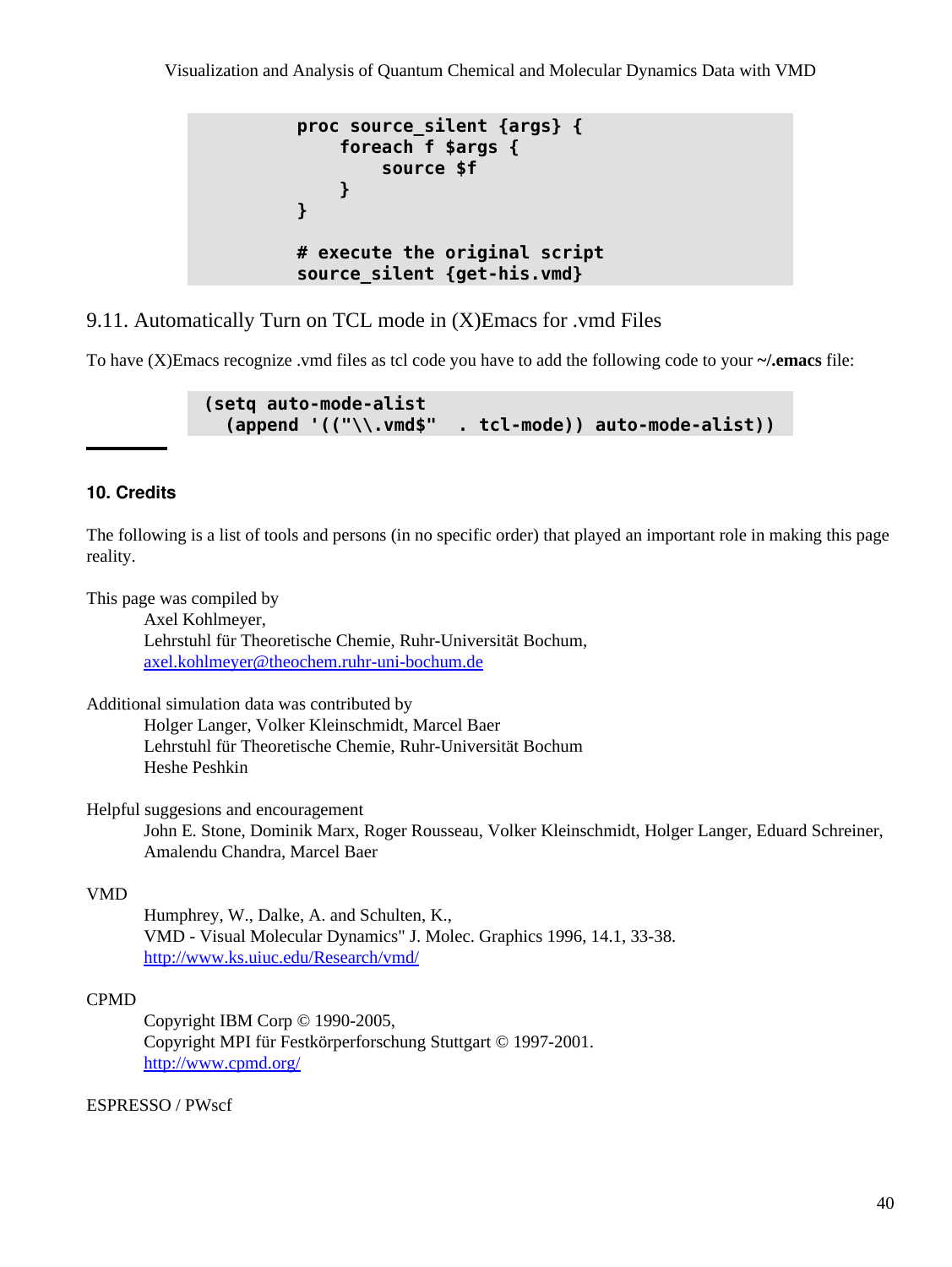```
proc source_silent {args} {
    foreach f $args {
        source $f
    }
}

# execute the original script
source_silent {get-his.vmd}
```

## 9.11. Automatically Turn on TCL mode in (X)Emacs for .vmd Files

To have (X)Emacs recognize .vmd files as tcl code you have to add the following code to your **~/.emacs** file:

```
(setq auto-mode-alist
  (append '(("\\.vmd$"  . tcl-mode)) auto-mode-alist))
```

---

## 10. Credits

The following is a list of tools and persons (in no specific order) that played an important role in making this page reality.

This page was compiled by
  Axel Kohlmeyer,
  Lehrstuhl für Theoretische Chemie, Ruhr-Universität Bochum,
  axel.kohlmeyer@theochem.ruhr-uni-bochum.de

Additional simulation data was contributed by
  Holger Langer, Volker Kleinschmidt, Marcel Baer
  Lehrstuhl für Theoretische Chemie, Ruhr-Universität Bochum
  Heshe Peshkin

Helpful suggesions and encouragement
  John E. Stone, Dominik Marx, Roger Rousseau, Volker Kleinschmidt, Holger Langer, Eduard Schreiner, Amalendu Chandra, Marcel Baer

VMD
  Humphrey, W., Dalke, A. and Schulten, K.,
  VMD - Visual Molecular Dynamics" J. Molec. Graphics 1996, 14.1, 33-38.
  http://www.ks.uiuc.edu/Research/vmd/

CPMD
  Copyright IBM Corp © 1990-2005,
  Copyright MPI für Festkörperforschung Stuttgart © 1997-2001.
  http://www.cpmd.org/

ESPRESSO / PWscf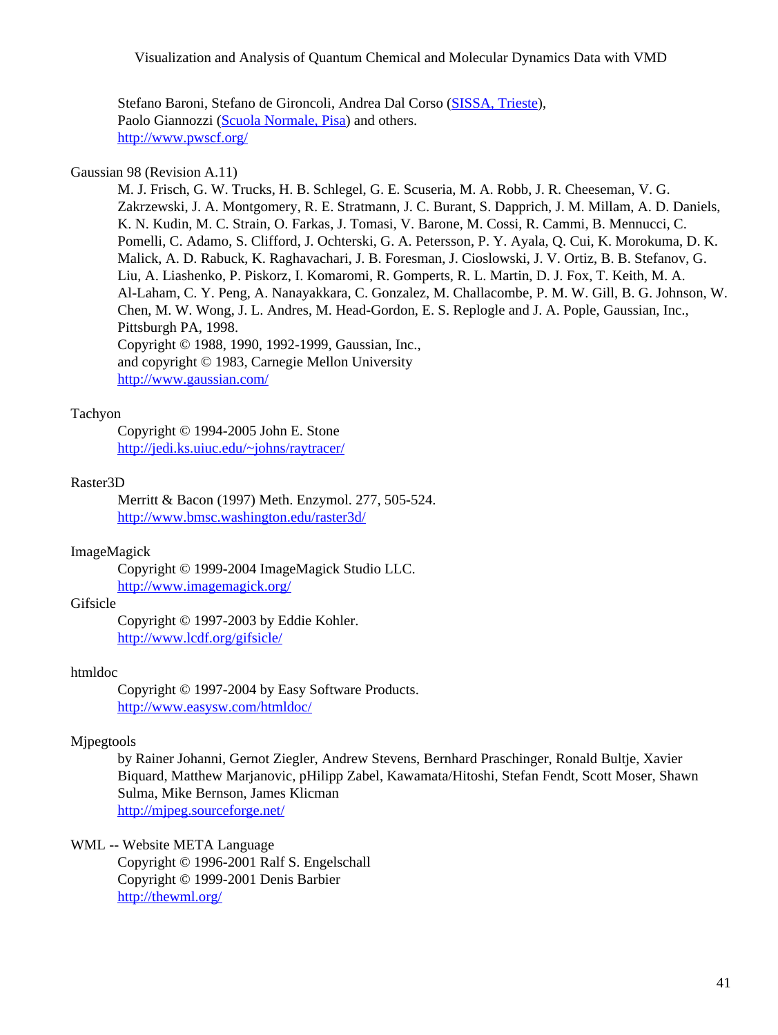Stefano Baroni, Stefano de Gironcoli, Andrea Dal Corso (SISSA, Trieste),
Paolo Giannozzi (Scuola Normale, Pisa) and others.
http://www.pwscf.org/

Gaussian 98 (Revision A.11)

M. J. Frisch, G. W. Trucks, H. B. Schlegel, G. E. Scuseria, M. A. Robb, J. R. Cheeseman, V. G. Zakrzewski, J. A. Montgomery, R. E. Stratmann, J. C. Burant, S. Dapprich, J. M. Millam, A. D. Daniels, K. N. Kudin, M. C. Strain, O. Farkas, J. Tomasi, V. Barone, M. Cossi, R. Cammi, B. Mennucci, C. Pomelli, C. Adamo, S. Clifford, J. Ochterski, G. A. Petersson, P. Y. Ayala, Q. Cui, K. Morokuma, D. K. Malick, A. D. Rabuck, K. Raghavachari, J. B. Foresman, J. Cioslowski, J. V. Ortiz, B. B. Stefanov, G. Liu, A. Liashenko, P. Piskorz, I. Komaromi, R. Gomperts, R. L. Martin, D. J. Fox, T. Keith, M. A. Al-Laham, C. Y. Peng, A. Nanayakkara, C. Gonzalez, M. Challacombe, P. M. W. Gill, B. G. Johnson, W. Chen, M. W. Wong, J. L. Andres, M. Head-Gordon, E. S. Replogle and J. A. Pople, Gaussian, Inc., Pittsburgh PA, 1998.
Copyright © 1988, 1990, 1992-1999, Gaussian, Inc.,
and copyright © 1983, Carnegie Mellon University
http://www.gaussian.com/

Tachyon

Copyright © 1994-2005 John E. Stone
http://jedi.ks.uiuc.edu/~johns/raytracer/

Raster3D

Merritt & Bacon (1997) Meth. Enzymol. 277, 505-524.
http://www.bmsc.washington.edu/raster3d/

ImageMagick

Copyright © 1999-2004 ImageMagick Studio LLC.
http://www.imagemagick.org/

Gifsicle

Copyright © 1997-2003 by Eddie Kohler.
http://www.lcdf.org/gifsicle/

htmldoc

Copyright © 1997-2004 by Easy Software Products.
http://www.easysw.com/htmldoc/

Mjpegtools

by Rainer Johanni, Gernot Ziegler, Andrew Stevens, Bernhard Praschinger, Ronald Bultje, Xavier Biquard, Matthew Marjanovic, pHilipp Zabel, Kawamata/Hitoshi, Stefan Fendt, Scott Moser, Shawn Sulma, Mike Bernson, James Klicman
http://mjpeg.sourceforge.net/

WML -- Website META Language

Copyright © 1996-2001 Ralf S. Engelschall
Copyright © 1999-2001 Denis Barbier
http://thewml.org/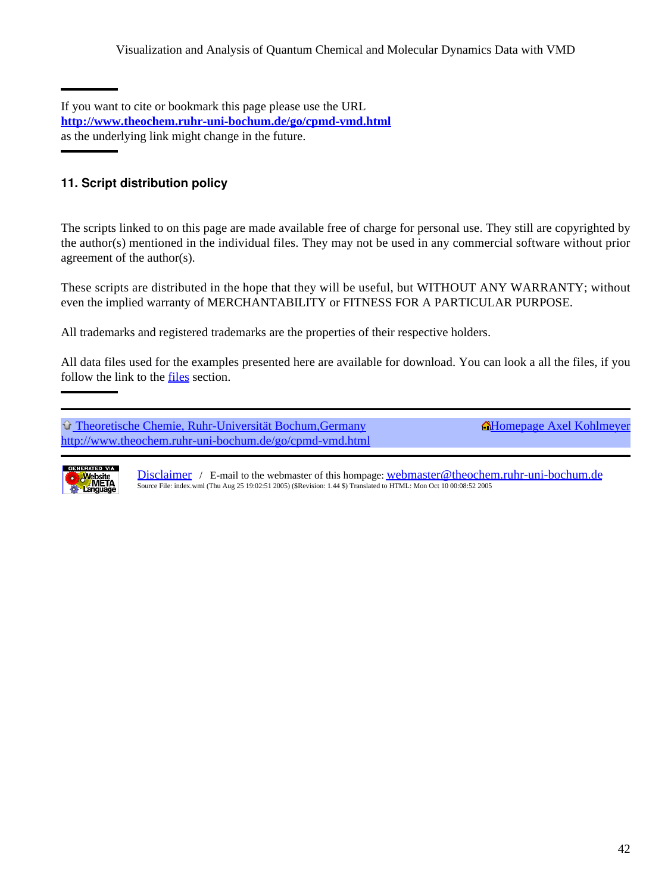---

If you want to cite or bookmark this page please use the URL
**[http://www.theochem.ruhr-uni-bochum.de/go/cpmd-vmd.html](http://www.theochem.ruhr-uni-bochum.de/go/cpmd-vmd.html)**
as the underlying link might change in the future.

---

### 11. Script distribution policy

The scripts linked to on this page are made available free of charge for personal use. They still are copyrighted by the author(s) mentioned in the individual files. They may not be used in any commercial software without prior agreement of the author(s).

These scripts are distributed in the hope that they will be useful, but WITHOUT ANY WARRANTY; without even the implied warranty of MERCHANTABILITY or FITNESS FOR A PARTICULAR PURPOSE.

All trademarks and registered trademarks are the properties of their respective holders.

All data files used for the examples presented here are available for download. You can look a all the files, if you follow the link to the files section.

---

Theoretische Chemie, Ruhr-Universität Bochum,Germany
http://www.theochem.ruhr-uni-bochum.de/go/cpmd-vmd.html

Homepage Axel Kohlmeyer

---

Disclaimer / E-mail to the webmaster of this hompage: webmaster@theochem.ruhr-uni-bochum.de

Source File: index.wml (Thu Aug 25 19:02:51 2005) ($Revision: 1.44 $) Translated to HTML: Mon Oct 10 00:08:52 2005